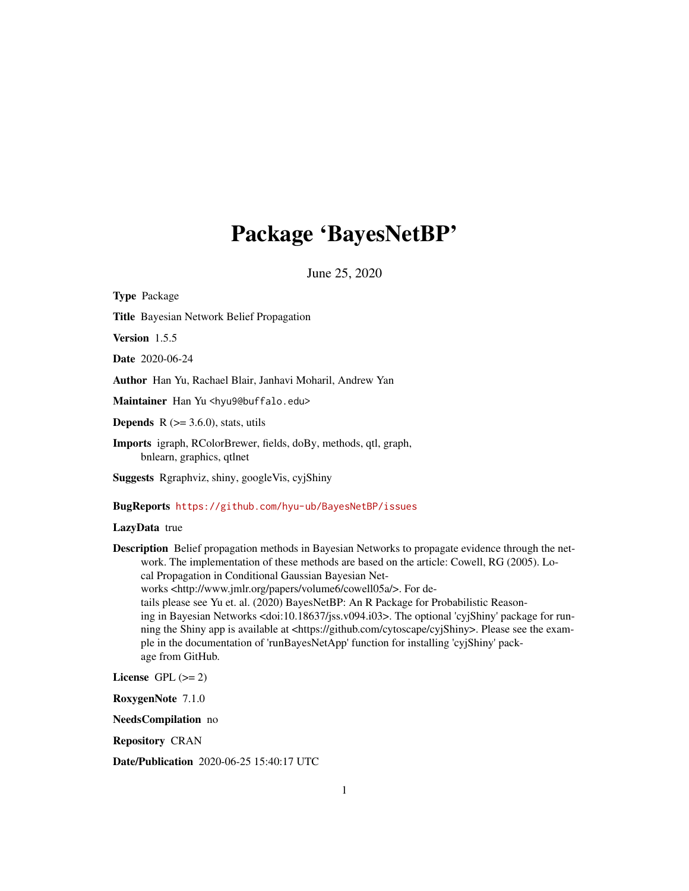# Package 'BayesNetBP'

June 25, 2020

**Type** Package

**Title** Bayesian Network Belief Propagation

**Version** 1.5.5

**Date** 2020-06-24

**Author** Han Yu, Rachael Blair, Janhavi Moharil, Andrew Yan

**Maintainer** Han Yu <hyu9@buffalo.edu>

**Depends** R (>= 3.6.0), stats, utils

**Imports** igraph, RColorBrewer, fields, doBy, methods, qtl, graph, bnlearn, graphics, qtlnet

**Suggests** Rgraphviz, shiny, googleVis, cyjShiny

**BugReports** https://github.com/hyu-ub/BayesNetBP/issues

**LazyData** true

**Description** Belief propagation methods in Bayesian Networks to propagate evidence through the network. The implementation of these methods are based on the article: Cowell, RG (2005). Local Propagation in Conditional Gaussian Bayesian Networks <http://www.jmlr.org/papers/volume6/cowell05a/>. For details please see Yu et. al. (2020) BayesNetBP: An R Package for Probabilistic Reasoning in Bayesian Networks <doi:10.18637/jss.v094.i03>. The optional 'cyjShiny' package for running the Shiny app is available at <https://github.com/cytoscape/cyjShiny>. Please see the example in the documentation of 'runBayesNetApp' function for installing 'cyjShiny' package from GitHub.

**License** GPL (>= 2)

**RoxygenNote** 7.1.0

**NeedsCompilation** no

**Repository** CRAN

**Date/Publication** 2020-06-25 15:40:17 UTC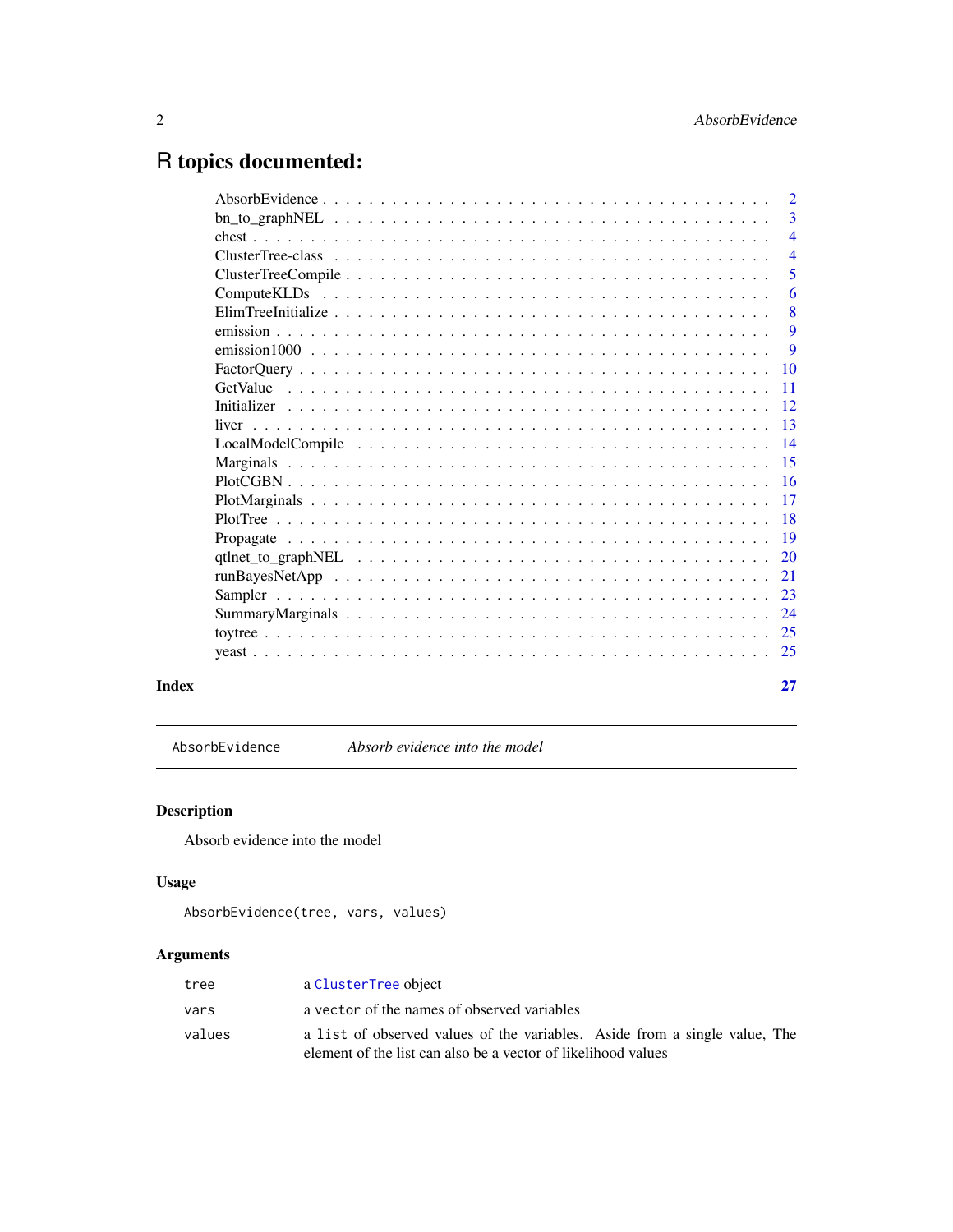# R topics documented:

| | |
|---|---|
| AbsorbEvidence | 2 |
| bn_to_graphNEL | 3 |
| chest | 4 |
| ClusterTree-class | 4 |
| ClusterTreeCompile | 5 |
| ComputeKLDs | 6 |
| ElimTreeInitialize | 8 |
| emission | 9 |
| emission1000 | 9 |
| FactorQuery | 10 |
| GetValue | 11 |
| Initializer | 12 |
| liver | 13 |
| LocalModelCompile | 14 |
| Marginals | 15 |
| PlotCGBN | 16 |
| PlotMarginals | 17 |
| PlotTree | 18 |
| Propagate | 19 |
| qtlnet_to_graphNEL | 20 |
| runBayesNetApp | 21 |
| Sampler | 23 |
| SummaryMarginals | 24 |
| toytree | 25 |
| yeast | 25 |

**Index** **27**

---

AbsorbEvidence *Absorb evidence into the model*

---

## Description

Absorb evidence into the model

## Usage

```
AbsorbEvidence(tree, vars, values)
```

## Arguments

| | |
|---|---|
| tree | a ClusterTree object |
| vars | a vector of the names of observed variables |
| values | a list of observed values of the variables. Aside from a single value, The element of the list can also be a vector of likelihood values |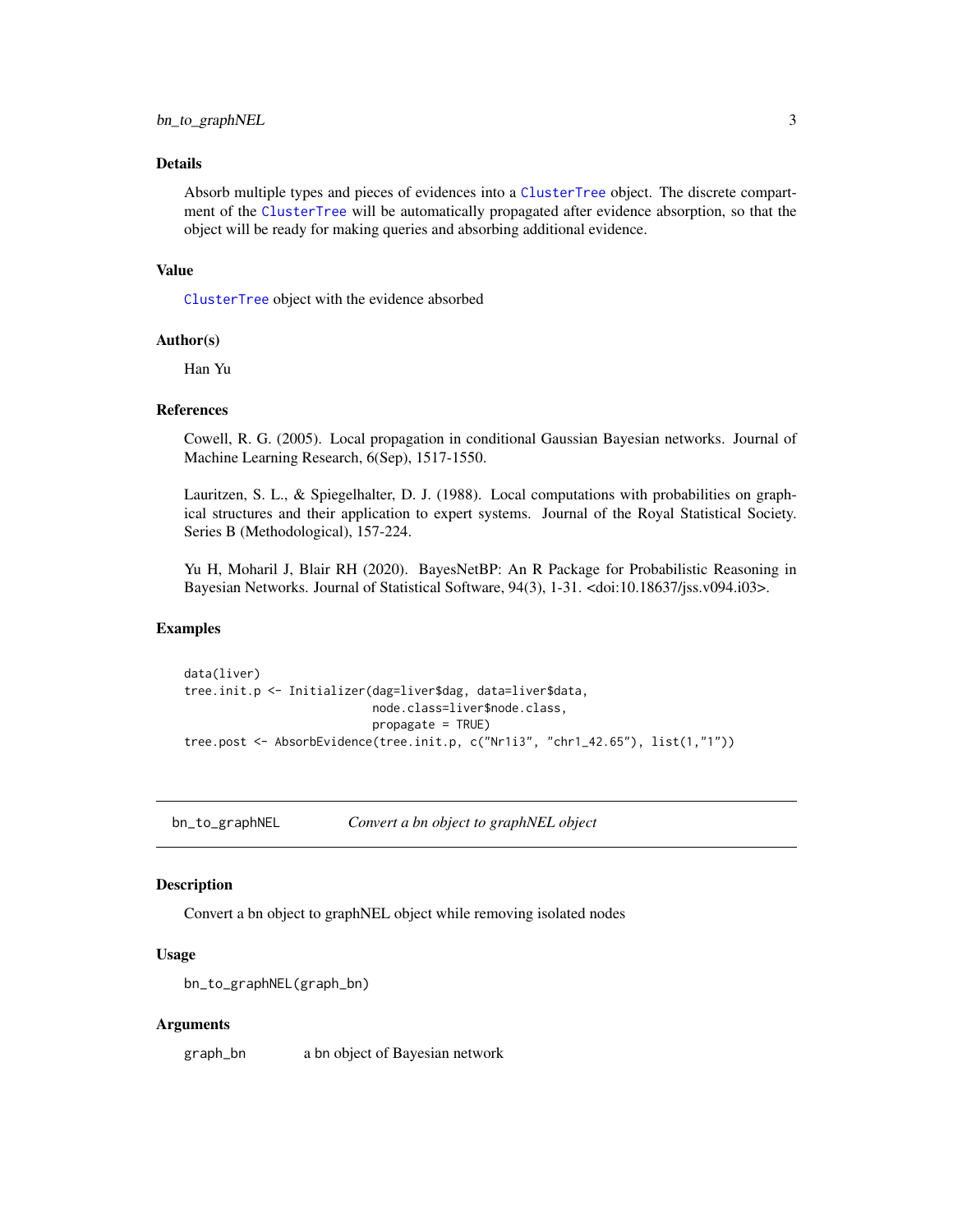## Details

Absorb multiple types and pieces of evidences into a ClusterTree object. The discrete compartment of the ClusterTree will be automatically propagated after evidence absorption, so that the object will be ready for making queries and absorbing additional evidence.

## Value

ClusterTree object with the evidence absorbed

## Author(s)

Han Yu

## References

Cowell, R. G. (2005). Local propagation in conditional Gaussian Bayesian networks. Journal of Machine Learning Research, 6(Sep), 1517-1550.

Lauritzen, S. L., & Spiegelhalter, D. J. (1988). Local computations with probabilities on graphical structures and their application to expert systems. Journal of the Royal Statistical Society. Series B (Methodological), 157-224.

Yu H, Moharil J, Blair RH (2020). BayesNetBP: An R Package for Probabilistic Reasoning in Bayesian Networks. Journal of Statistical Software, 94(3), 1-31. <doi:10.18637/jss.v094.i03>.

## Examples

```
data(liver)
tree.init.p <- Initializer(dag=liver$dag, data=liver$data,
                           node.class=liver$node.class,
                           propagate = TRUE)
tree.post <- AbsorbEvidence(tree.init.p, c("Nr1i3", "chr1_42.65"), list(1,"1"))
```

---

# bn_to_graphNEL — *Convert a bn object to graphNEL object*

## Description

Convert a bn object to graphNEL object while removing isolated nodes

## Usage

```
bn_to_graphNEL(graph_bn)
```

## Arguments

| | |
|---|---|
| graph_bn | a bn object of Bayesian network |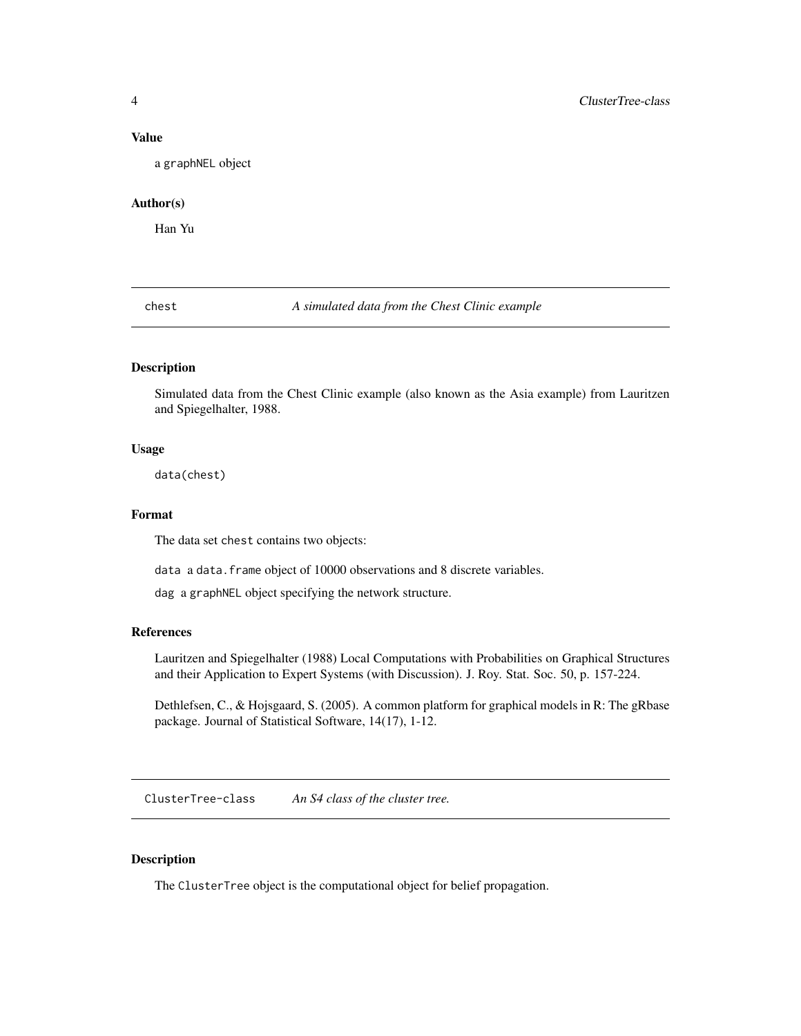### Value

a `graphNEL` object

### Author(s)

Han Yu

---

## chest — *A simulated data from the Chest Clinic example*

### Description

Simulated data from the Chest Clinic example (also known as the Asia example) from Lauritzen and Spiegelhalter, 1988.

### Usage

```
data(chest)
```

### Format

The data set `chest` contains two objects:

`data` a `data.frame` object of 10000 observations and 8 discrete variables.

`dag` a `graphNEL` object specifying the network structure.

### References

Lauritzen and Spiegelhalter (1988) Local Computations with Probabilities on Graphical Structures and their Application to Expert Systems (with Discussion). J. Roy. Stat. Soc. 50, p. 157-224.

Dethlefsen, C., & Hojsgaard, S. (2005). A common platform for graphical models in R: The gRbase package. Journal of Statistical Software, 14(17), 1-12.

---

## ClusterTree-class — *An S4 class of the cluster tree.*

### Description

The `ClusterTree` object is the computational object for belief propagation.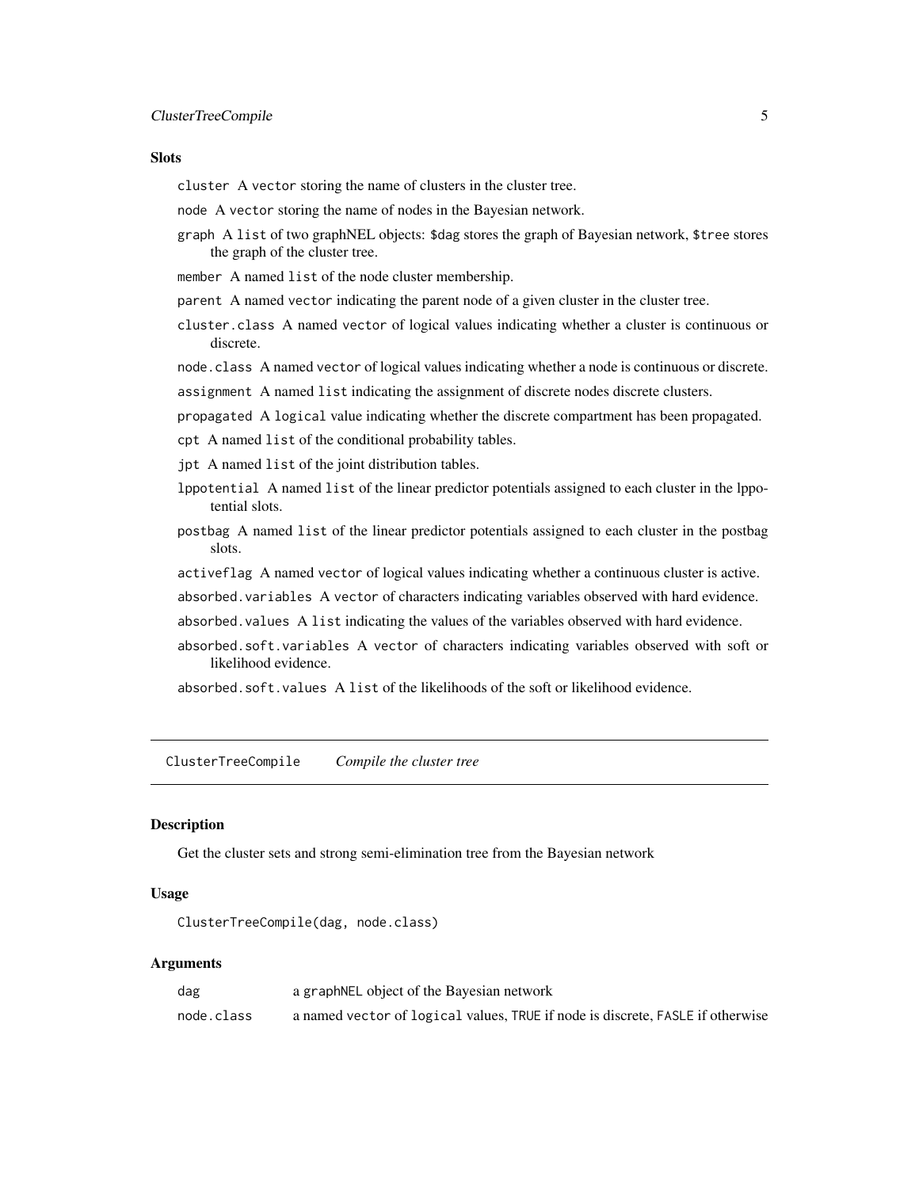### Slots

`cluster` A `vector` storing the name of clusters in the cluster tree.

`node` A `vector` storing the name of nodes in the Bayesian network.

`graph` A `list` of two graphNEL objects: `$dag` stores the graph of Bayesian network, `$tree` stores the graph of the cluster tree.

`member` A named `list` of the node cluster membership.

`parent` A named `vector` indicating the parent node of a given cluster in the cluster tree.

`cluster.class` A named `vector` of logical values indicating whether a cluster is continuous or discrete.

`node.class` A named `vector` of logical values indicating whether a node is continuous or discrete.

`assignment` A named `list` indicating the assignment of discrete nodes discrete clusters.

`propagated` A `logical` value indicating whether the discrete compartment has been propagated.

`cpt` A named `list` of the conditional probability tables.

`jpt` A named `list` of the joint distribution tables.

`lppotential` A named `list` of the linear predictor potentials assigned to each cluster in the lppotential slots.

`postbag` A named `list` of the linear predictor potentials assigned to each cluster in the postbag slots.

`activeflag` A named `vector` of logical values indicating whether a continuous cluster is active.

`absorbed.variables` A `vector` of characters indicating variables observed with hard evidence.

`absorbed.values` A `list` indicating the values of the variables observed with hard evidence.

`absorbed.soft.variables` A `vector` of characters indicating variables observed with soft or likelihood evidence.

`absorbed.soft.values` A `list` of the likelihoods of the soft or likelihood evidence.

---

## `ClusterTreeCompile` *Compile the cluster tree*

### Description

Get the cluster sets and strong semi-elimination tree from the Bayesian network

### Usage

```
ClusterTreeCompile(dag, node.class)
```

### Arguments

| | |
|---|---|
| `dag` | a `graphNEL` object of the Bayesian network |
| `node.class` | a named `vector` of `logical` values, `TRUE` if node is discrete, `FASLE` if otherwise |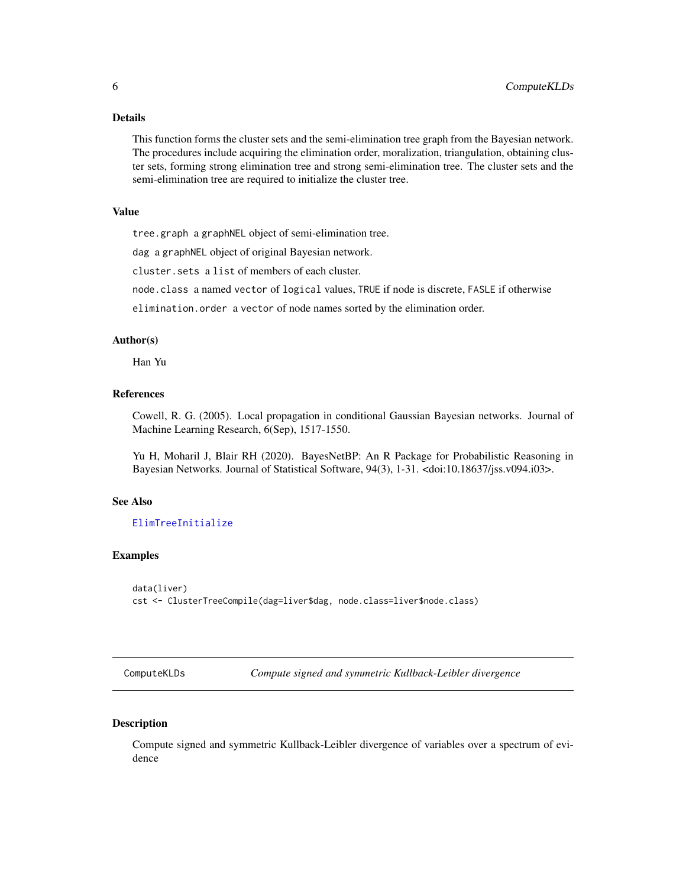## Details

This function forms the cluster sets and the semi-elimination tree graph from the Bayesian network. The procedures include acquiring the elimination order, moralization, triangulation, obtaining cluster sets, forming strong elimination tree and strong semi-elimination tree. The cluster sets and the semi-elimination tree are required to initialize the cluster tree.

## Value

`tree.graph` a `graphNEL` object of semi-elimination tree.

`dag` a `graphNEL` object of original Bayesian network.

`cluster.sets` a `list` of members of each cluster.

`node.class` a named `vector` of `logical` values, `TRUE` if node is discrete, `FASLE` if otherwise

`elimination.order` a `vector` of node names sorted by the elimination order.

## Author(s)

Han Yu

## References

Cowell, R. G. (2005). Local propagation in conditional Gaussian Bayesian networks. Journal of Machine Learning Research, 6(Sep), 1517-1550.

Yu H, Moharil J, Blair RH (2020). BayesNetBP: An R Package for Probabilistic Reasoning in Bayesian Networks. Journal of Statistical Software, 94(3), 1-31. <doi:10.18637/jss.v094.i03>.

## See Also

`ElimTreeInitialize`

## Examples

```
data(liver)
cst <- ClusterTreeCompile(dag=liver$dag, node.class=liver$node.class)
```

---

# ComputeKLDs — *Compute signed and symmetric Kullback-Leibler divergence*

## Description

Compute signed and symmetric Kullback-Leibler divergence of variables over a spectrum of evidence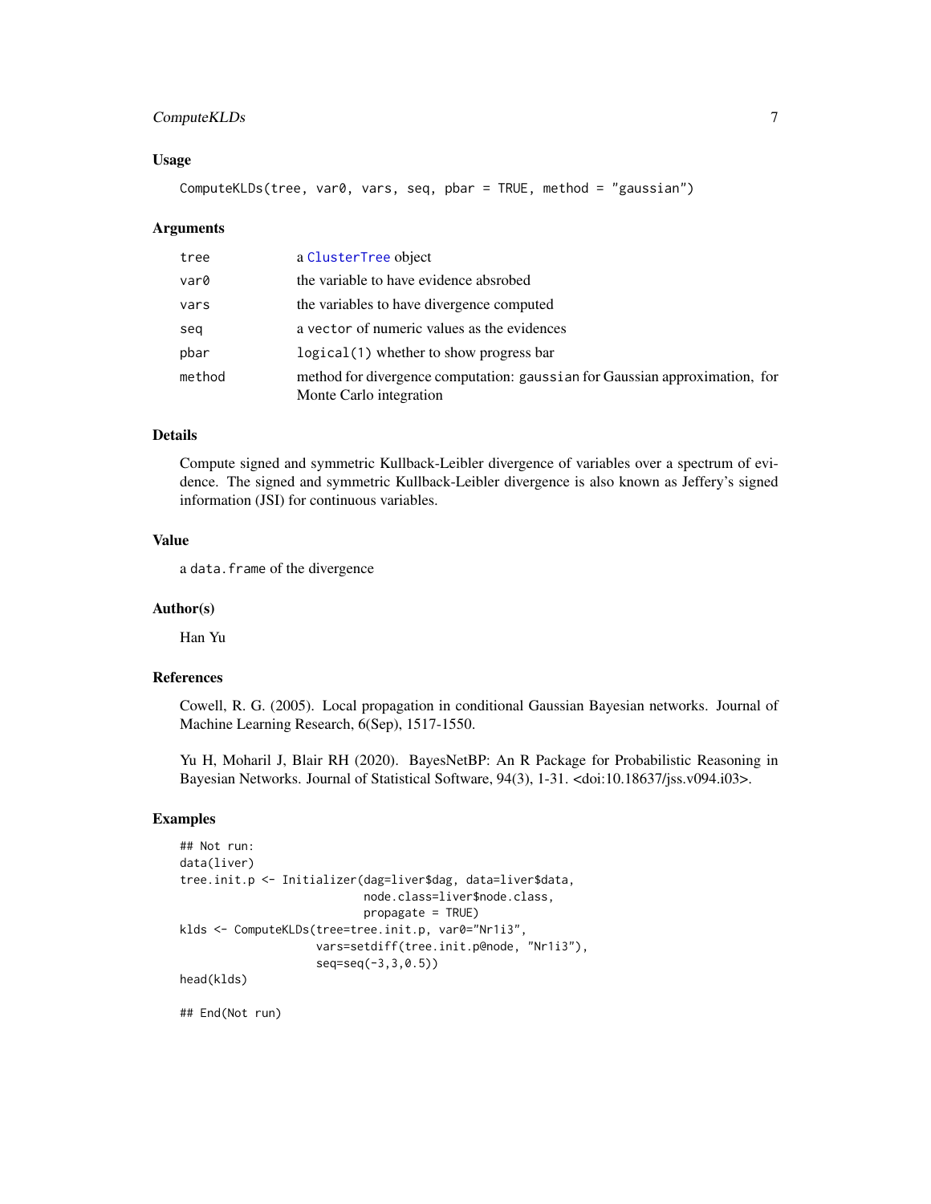## Usage

```
ComputeKLDs(tree, var0, vars, seq, pbar = TRUE, method = "gaussian")
```

## Arguments

| | |
|---|---|
| tree | a ClusterTree object |
| var0 | the variable to have evidence absrobed |
| vars | the variables to have divergence computed |
| seq | a vector of numeric values as the evidences |
| pbar | logical(1) whether to show progress bar |
| method | method for divergence computation: gaussian for Gaussian approximation, for Monte Carlo integration |

## Details

Compute signed and symmetric Kullback-Leibler divergence of variables over a spectrum of evidence. The signed and symmetric Kullback-Leibler divergence is also known as Jeffery's signed information (JSI) for continuous variables.

## Value

a data.frame of the divergence

## Author(s)

Han Yu

## References

Cowell, R. G. (2005). Local propagation in conditional Gaussian Bayesian networks. Journal of Machine Learning Research, 6(Sep), 1517-1550.

Yu H, Moharil J, Blair RH (2020). BayesNetBP: An R Package for Probabilistic Reasoning in Bayesian Networks. Journal of Statistical Software, 94(3), 1-31. <doi:10.18637/jss.v094.i03>.

## Examples

```
## Not run:
data(liver)
tree.init.p <- Initializer(dag=liver$dag, data=liver$data,
                           node.class=liver$node.class,
                           propagate = TRUE)
klds <- ComputeKLDs(tree=tree.init.p, var0="Nr1i3",
                    vars=setdiff(tree.init.p@node, "Nr1i3"),
                    seq=seq(-3,3,0.5))
head(klds)

## End(Not run)
```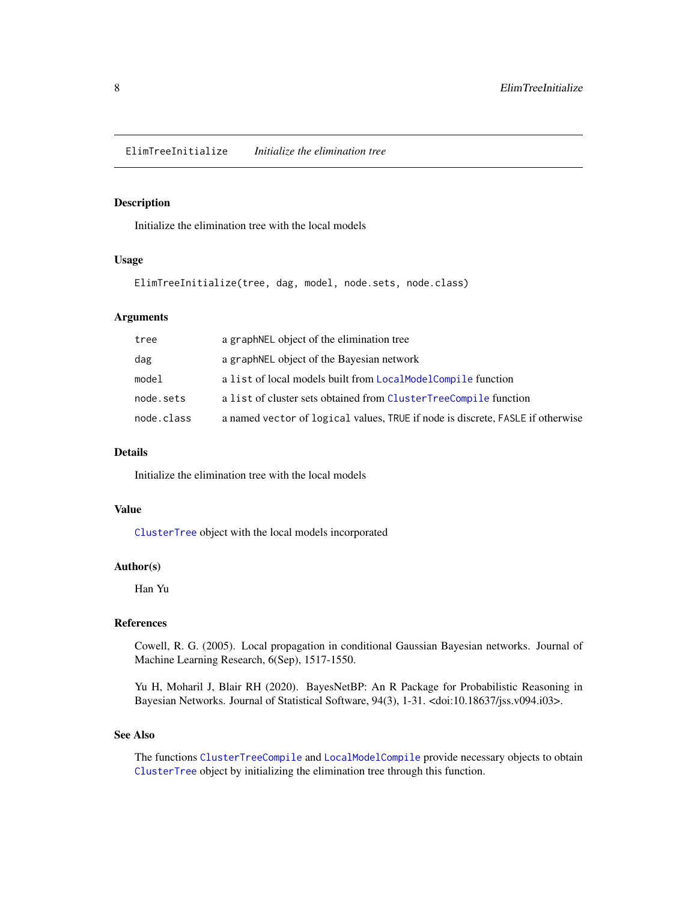## ElimTreeInitialize — *Initialize the elimination tree*

### Description

Initialize the elimination tree with the local models

### Usage

```
ElimTreeInitialize(tree, dag, model, node.sets, node.class)
```

### Arguments

| | |
|---|---|
| `tree` | a `graphNEL` object of the elimination tree |
| `dag` | a `graphNEL` object of the Bayesian network |
| `model` | a `list` of local models built from `LocalModelCompile` function |
| `node.sets` | a `list` of cluster sets obtained from `ClusterTreeCompile` function |
| `node.class` | a named `vector` of `logical` values, `TRUE` if node is discrete, `FASLE` if otherwise |

### Details

Initialize the elimination tree with the local models

### Value

`ClusterTree` object with the local models incorporated

### Author(s)

Han Yu

### References

Cowell, R. G. (2005). Local propagation in conditional Gaussian Bayesian networks. Journal of Machine Learning Research, 6(Sep), 1517-1550.

Yu H, Moharil J, Blair RH (2020). BayesNetBP: An R Package for Probabilistic Reasoning in Bayesian Networks. Journal of Statistical Software, 94(3), 1-31. <doi:10.18637/jss.v094.i03>.

### See Also

The functions `ClusterTreeCompile` and `LocalModelCompile` provide necessary objects to obtain `ClusterTree` object by initializing the elimination tree through this function.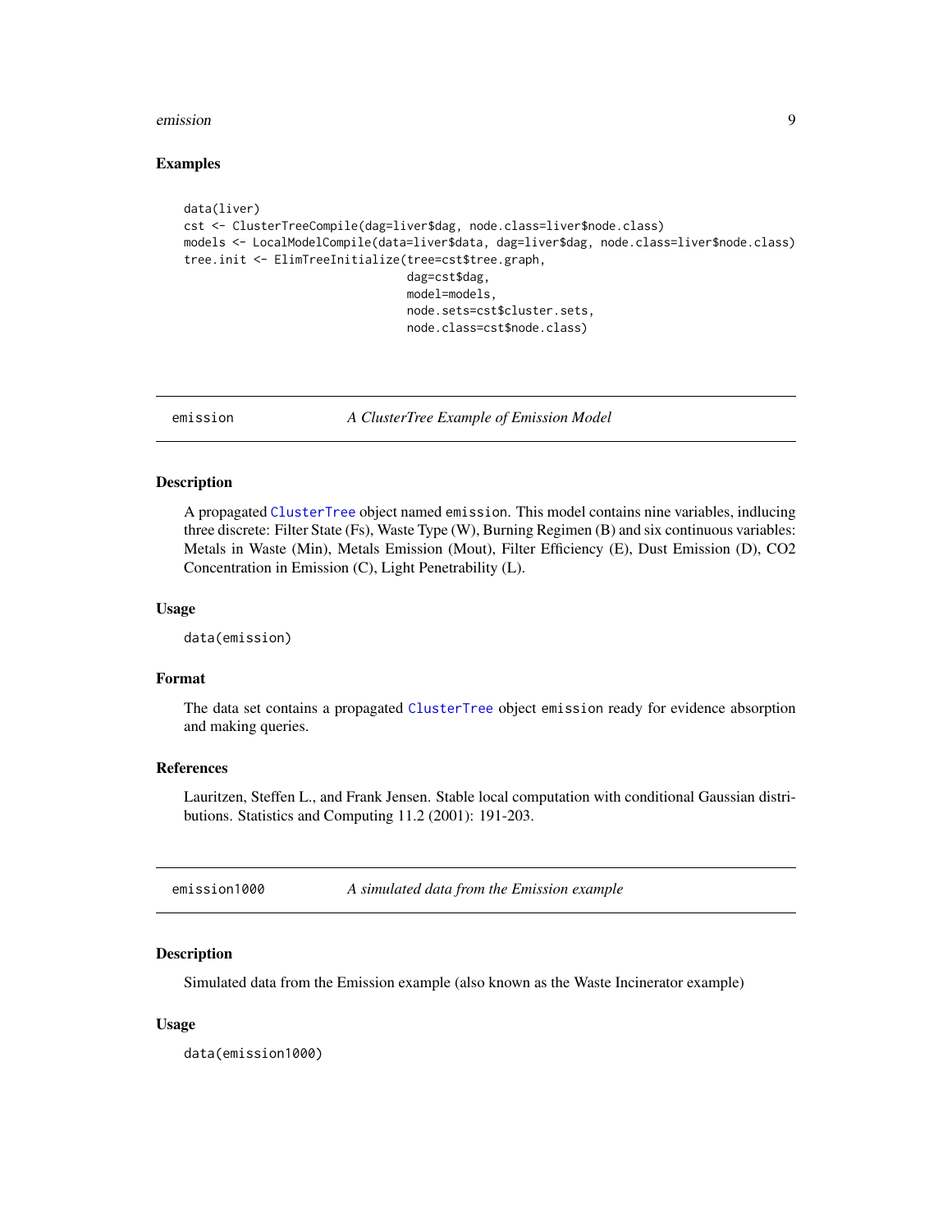### Examples

```
data(liver)
cst <- ClusterTreeCompile(dag=liver$dag, node.class=liver$node.class)
models <- LocalModelCompile(data=liver$data, dag=liver$dag, node.class=liver$node.class)
tree.init <- ElimTreeInitialize(tree=cst$tree.graph,
                                dag=cst$dag,
                                model=models,
                                node.sets=cst$cluster.sets,
                                node.class=cst$node.class)
```

---

## emission — *A ClusterTree Example of Emission Model*

### Description

A propagated ClusterTree object named `emission`. This model contains nine variables, indlucing three discrete: Filter State (Fs), Waste Type (W), Burning Regimen (B) and six continuous variables: Metals in Waste (Min), Metals Emission (Mout), Filter Efficiency (E), Dust Emission (D), CO2 Concentration in Emission (C), Light Penetrability (L).

### Usage

```
data(emission)
```

### Format

The data set contains a propagated ClusterTree object `emission` ready for evidence absorption and making queries.

### References

Lauritzen, Steffen L., and Frank Jensen. Stable local computation with conditional Gaussian distributions. Statistics and Computing 11.2 (2001): 191-203.

---

## emission1000 — *A simulated data from the Emission example*

### Description

Simulated data from the Emission example (also known as the Waste Incinerator example)

### Usage

```
data(emission1000)
```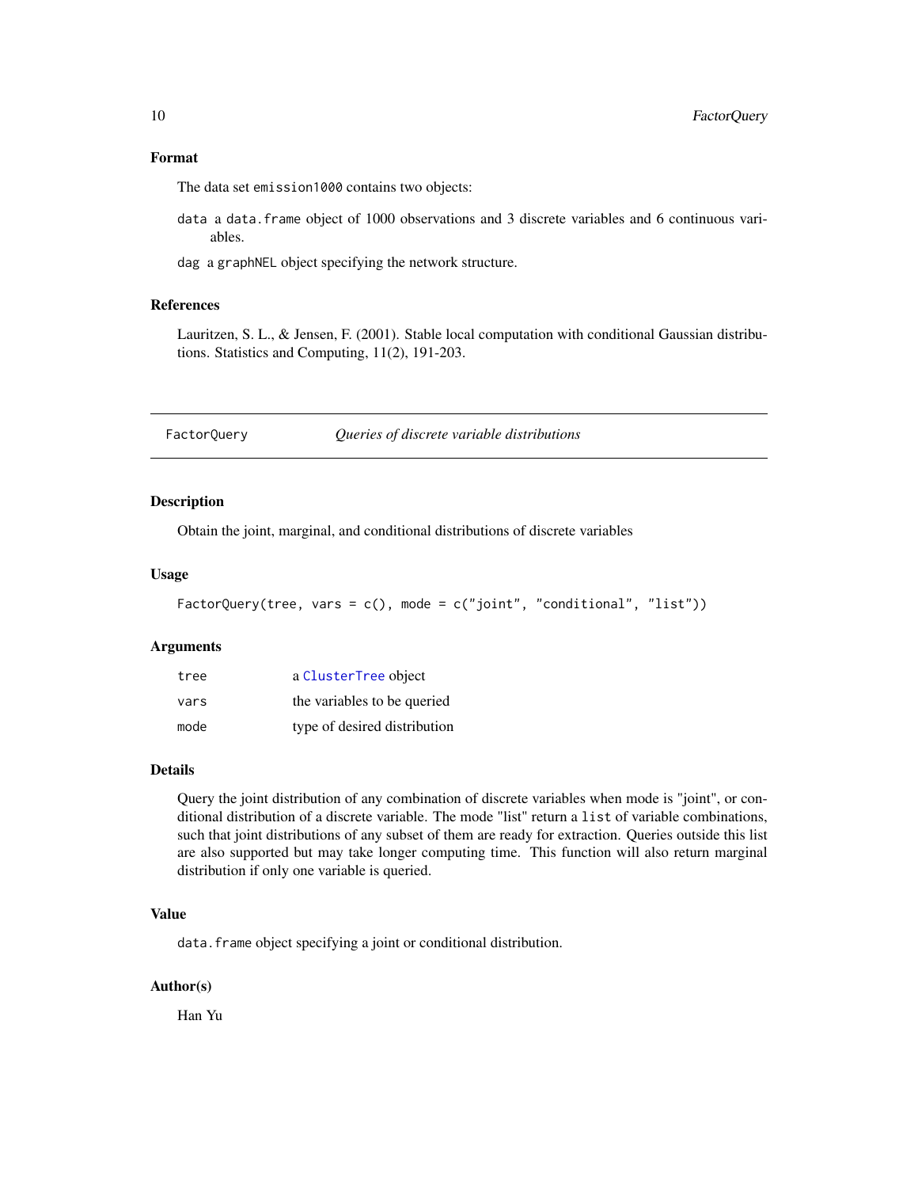### Format

The data set `emission1000` contains two objects:

- `data` a `data.frame` object of 1000 observations and 3 discrete variables and 6 continuous variables.
- `dag` a `graphNEL` object specifying the network structure.

### References

Lauritzen, S. L., & Jensen, F. (2001). Stable local computation with conditional Gaussian distributions. Statistics and Computing, 11(2), 191-203.

---

## FactorQuery — *Queries of discrete variable distributions*

### Description

Obtain the joint, marginal, and conditional distributions of discrete variables

### Usage

```
FactorQuery(tree, vars = c(), mode = c("joint", "conditional", "list"))
```

### Arguments

| | |
|---|---|
| `tree` | a `ClusterTree` object |
| `vars` | the variables to be queried |
| `mode` | type of desired distribution |

### Details

Query the joint distribution of any combination of discrete variables when mode is "joint", or conditional distribution of a discrete variable. The mode "list" return a `list` of variable combinations, such that joint distributions of any subset of them are ready for extraction. Queries outside this list are also supported but may take longer computing time. This function will also return marginal distribution if only one variable is queried.

### Value

`data.frame` object specifying a joint or conditional distribution.

### Author(s)

Han Yu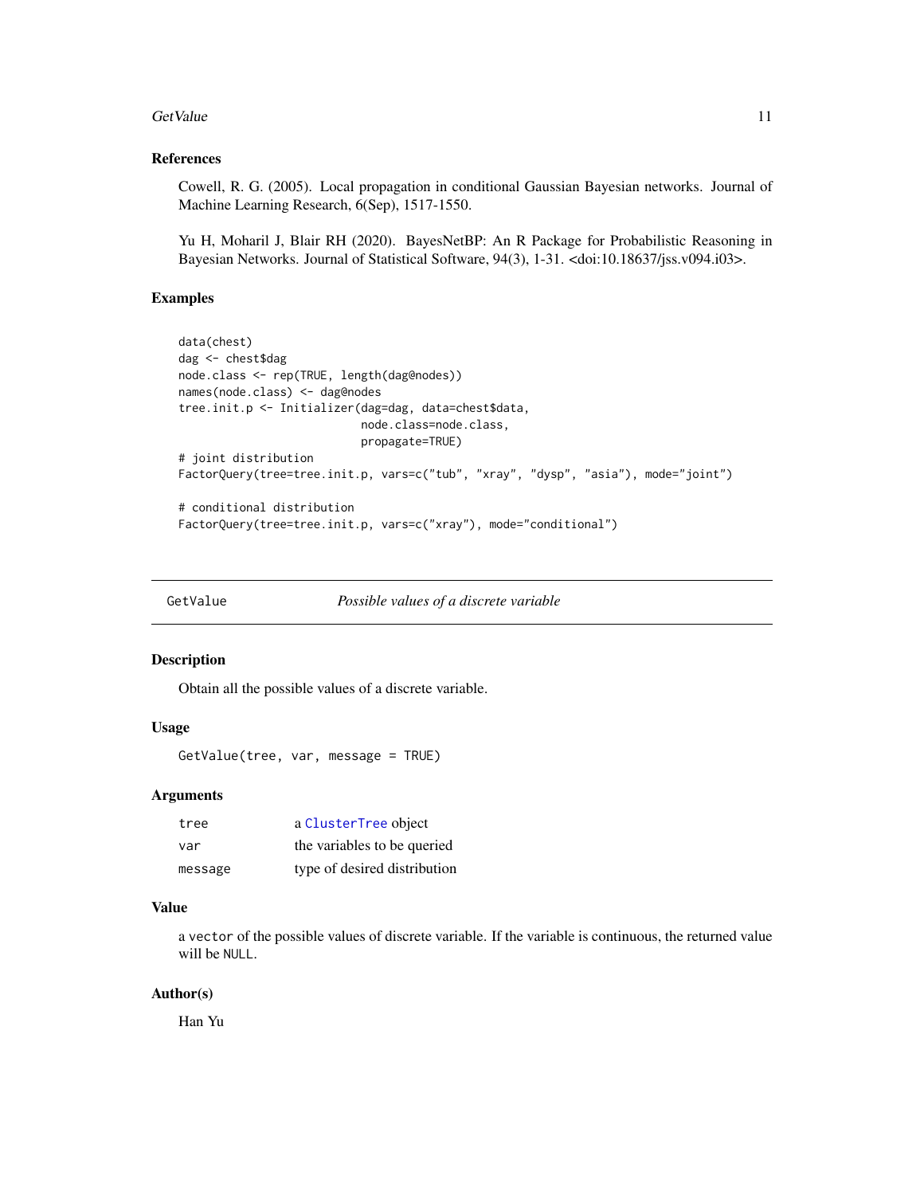### References

Cowell, R. G. (2005). Local propagation in conditional Gaussian Bayesian networks. Journal of Machine Learning Research, 6(Sep), 1517-1550.

Yu H, Moharil J, Blair RH (2020). BayesNetBP: An R Package for Probabilistic Reasoning in Bayesian Networks. Journal of Statistical Software, 94(3), 1-31. <doi:10.18637/jss.v094.i03>.

### Examples

```
data(chest)
dag <- chest$dag
node.class <- rep(TRUE, length(dag@nodes))
names(node.class) <- dag@nodes
tree.init.p <- Initializer(dag=dag, data=chest$data,
                           node.class=node.class,
                           propagate=TRUE)
# joint distribution
FactorQuery(tree=tree.init.p, vars=c("tub", "xray", "dysp", "asia"), mode="joint")

# conditional distribution
FactorQuery(tree=tree.init.p, vars=c("xray"), mode="conditional")
```

---

## GetValue — *Possible values of a discrete variable*

### Description

Obtain all the possible values of a discrete variable.

### Usage

```
GetValue(tree, var, message = TRUE)
```

### Arguments

| | |
|---|---|
| tree | a ClusterTree object |
| var | the variables to be queried |
| message | type of desired distribution |

### Value

a `vector` of the possible values of discrete variable. If the variable is continuous, the returned value will be `NULL`.

### Author(s)

Han Yu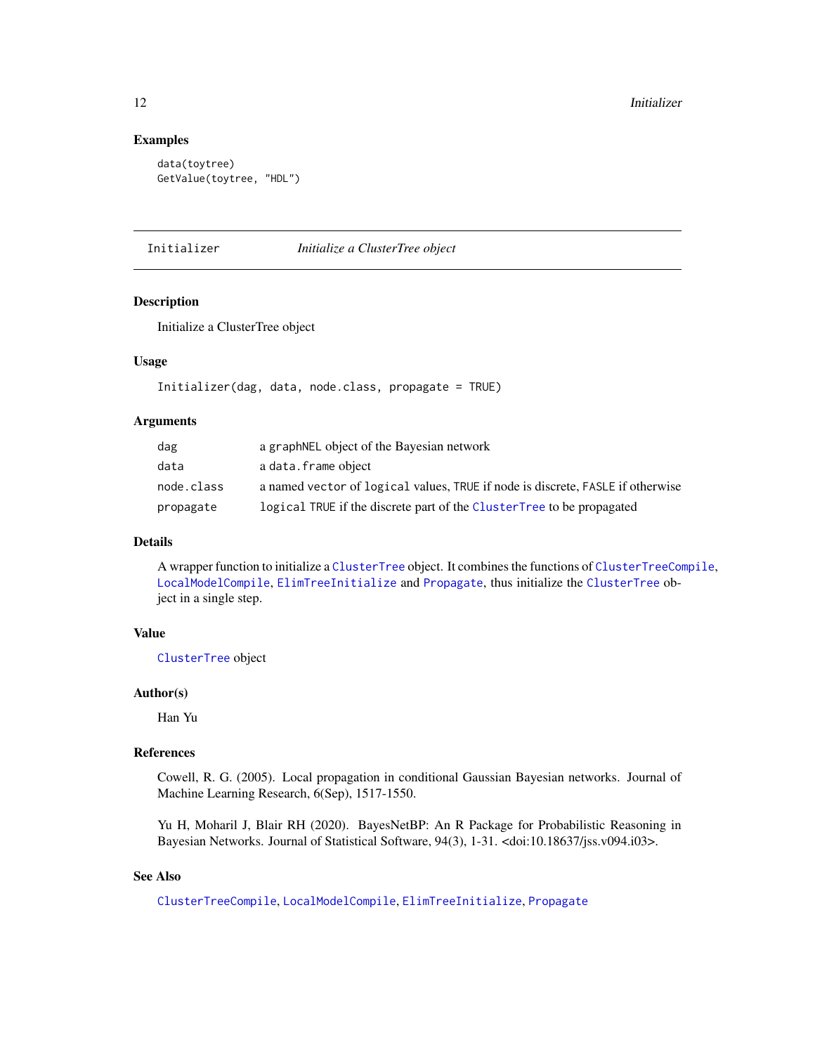## Examples

```
data(toytree)
GetValue(toytree, "HDL")
```

---

# Initializer — *Initialize a ClusterTree object*

## Description

Initialize a ClusterTree object

## Usage

```
Initializer(dag, data, node.class, propagate = TRUE)
```

## Arguments

| | |
|---|---|
| dag | a graphNEL object of the Bayesian network |
| data | a data.frame object |
| node.class | a named vector of logical values, TRUE if node is discrete, FASLE if otherwise |
| propagate | logical TRUE if the discrete part of the ClusterTree to be propagated |

## Details

A wrapper function to initialize a ClusterTree object. It combines the functions of ClusterTreeCompile, LocalModelCompile, ElimTreeInitialize and Propagate, thus initialize the ClusterTree object in a single step.

## Value

ClusterTree object

## Author(s)

Han Yu

## References

Cowell, R. G. (2005). Local propagation in conditional Gaussian Bayesian networks. Journal of Machine Learning Research, 6(Sep), 1517-1550.

Yu H, Moharil J, Blair RH (2020). BayesNetBP: An R Package for Probabilistic Reasoning in Bayesian Networks. Journal of Statistical Software, 94(3), 1-31. <doi:10.18637/jss.v094.i03>.

## See Also

ClusterTreeCompile, LocalModelCompile, ElimTreeInitialize, Propagate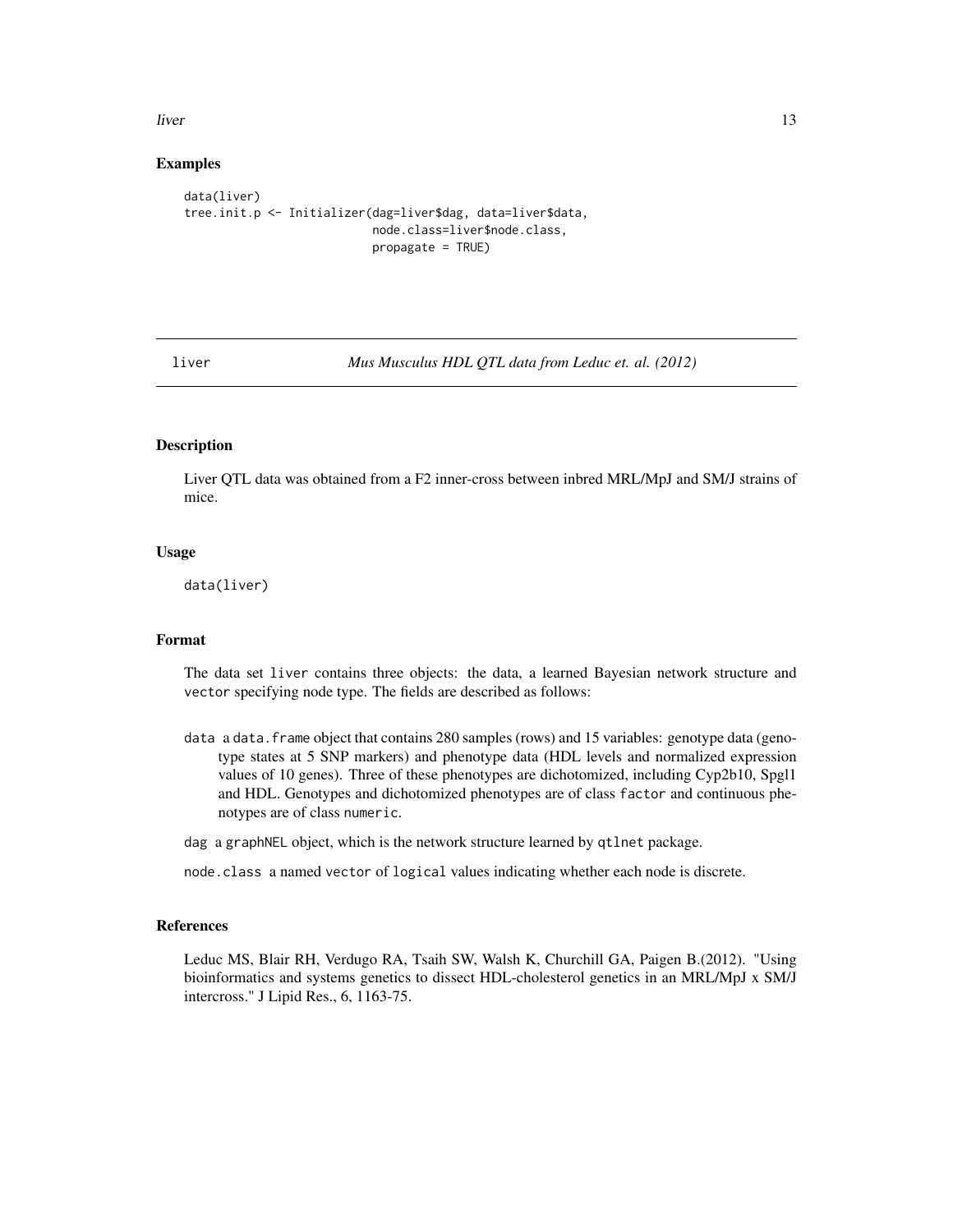## Examples

```
data(liver)
tree.init.p <- Initializer(dag=liver$dag, data=liver$data,
                           node.class=liver$node.class,
                           propagate = TRUE)
```

---

liver *Mus Musculus HDL QTL data from Leduc et. al. (2012)*

---

## Description

Liver QTL data was obtained from a F2 inner-cross between inbred MRL/MpJ and SM/J strains of mice.

## Usage

```
data(liver)
```

## Format

The data set `liver` contains three objects: the data, a learned Bayesian network structure and `vector` specifying node type. The fields are described as follows:

- `data` a `data.frame` object that contains 280 samples (rows) and 15 variables: genotype data (genotype states at 5 SNP markers) and phenotype data (HDL levels and normalized expression values of 10 genes). Three of these phenotypes are dichotomized, including Cyp2b10, Spgl1 and HDL. Genotypes and dichotomized phenotypes are of class `factor` and continuous phenotypes are of class `numeric`.
- `dag` a `graphNEL` object, which is the network structure learned by `qtlnet` package.
- `node.class` a named `vector` of `logical` values indicating whether each node is discrete.

## References

Leduc MS, Blair RH, Verdugo RA, Tsaih SW, Walsh K, Churchill GA, Paigen B.(2012). "Using bioinformatics and systems genetics to dissect HDL-cholesterol genetics in an MRL/MpJ x SM/J intercross." J Lipid Res., 6, 1163-75.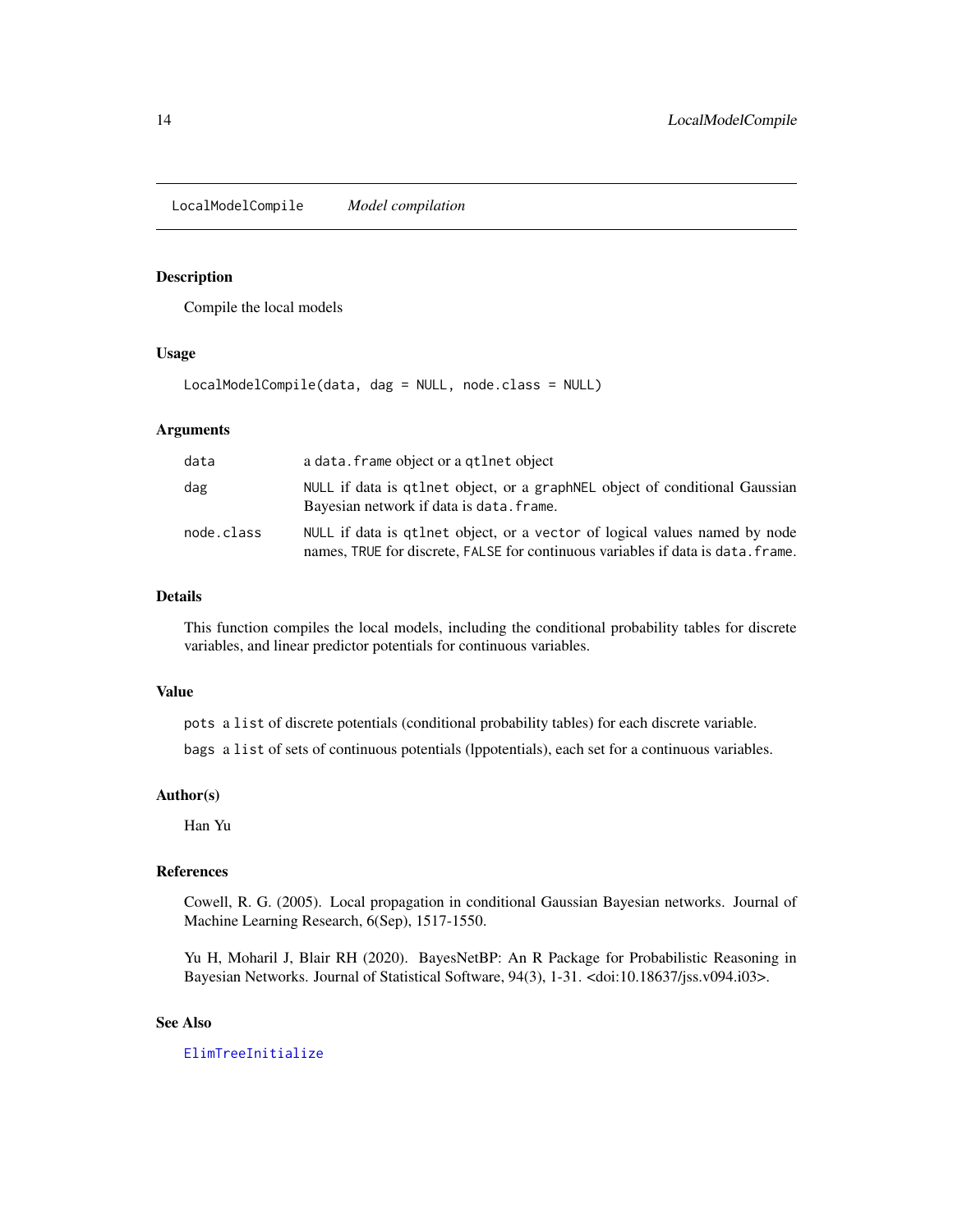## LocalModelCompile *Model compilation*

### Description

Compile the local models

### Usage

```
LocalModelCompile(data, dag = NULL, node.class = NULL)
```

### Arguments

| | |
|---|---|
| `data` | a `data.frame` object or a `qtlnet` object |
| `dag` | `NULL` if data is `qtlnet` object, or a `graphNEL` object of conditional Gaussian Bayesian network if data is `data.frame`. |
| `node.class` | `NULL` if data is `qtlnet` object, or a `vector` of logical values named by node names, `TRUE` for discrete, `FALSE` for continuous variables if data is `data.frame`. |

### Details

This function compiles the local models, including the conditional probability tables for discrete variables, and linear predictor potentials for continuous variables.

### Value

`pots` a `list` of discrete potentials (conditional probability tables) for each discrete variable.

`bags` a `list` of sets of continuous potentials (lppotentials), each set for a continuous variables.

### Author(s)

Han Yu

### References

Cowell, R. G. (2005). Local propagation in conditional Gaussian Bayesian networks. Journal of Machine Learning Research, 6(Sep), 1517-1550.

Yu H, Moharil J, Blair RH (2020). BayesNetBP: An R Package for Probabilistic Reasoning in Bayesian Networks. Journal of Statistical Software, 94(3), 1-31. <doi:10.18637/jss.v094.i03>.

### See Also

`ElimTreeInitialize`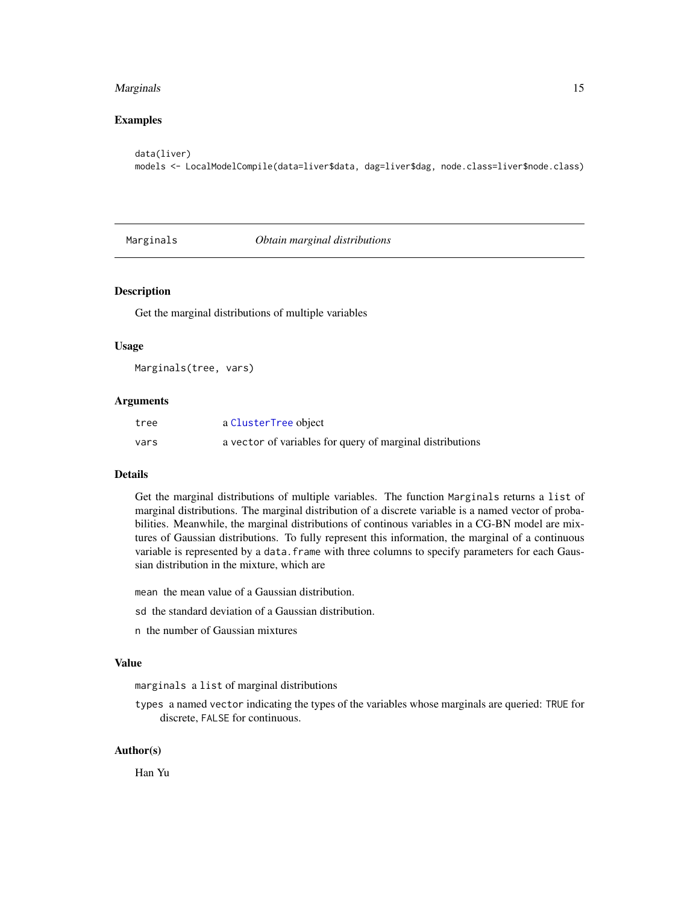### Examples

```
data(liver)
models <- LocalModelCompile(data=liver$data, dag=liver$dag, node.class=liver$node.class)
```

---

## Marginals — *Obtain marginal distributions*

---

### Description

Get the marginal distributions of multiple variables

### Usage

```
Marginals(tree, vars)
```

### Arguments

| | |
|---|---|
| tree | a ClusterTree object |
| vars | a vector of variables for query of marginal distributions |

### Details

Get the marginal distributions of multiple variables. The function `Marginals` returns a `list` of marginal distributions. The marginal distribution of a discrete variable is a named vector of probabilities. Meanwhile, the marginal distributions of continous variables in a CG-BN model are mixtures of Gaussian distributions. To fully represent this information, the marginal of a continuous variable is represented by a `data.frame` with three columns to specify parameters for each Gaussian distribution in the mixture, which are

`mean` the mean value of a Gaussian distribution.

`sd` the standard deviation of a Gaussian distribution.

`n` the number of Gaussian mixtures

### Value

`marginals` a `list` of marginal distributions

`types` a named `vector` indicating the types of the variables whose marginals are queried: `TRUE` for discrete, `FALSE` for continuous.

### Author(s)

Han Yu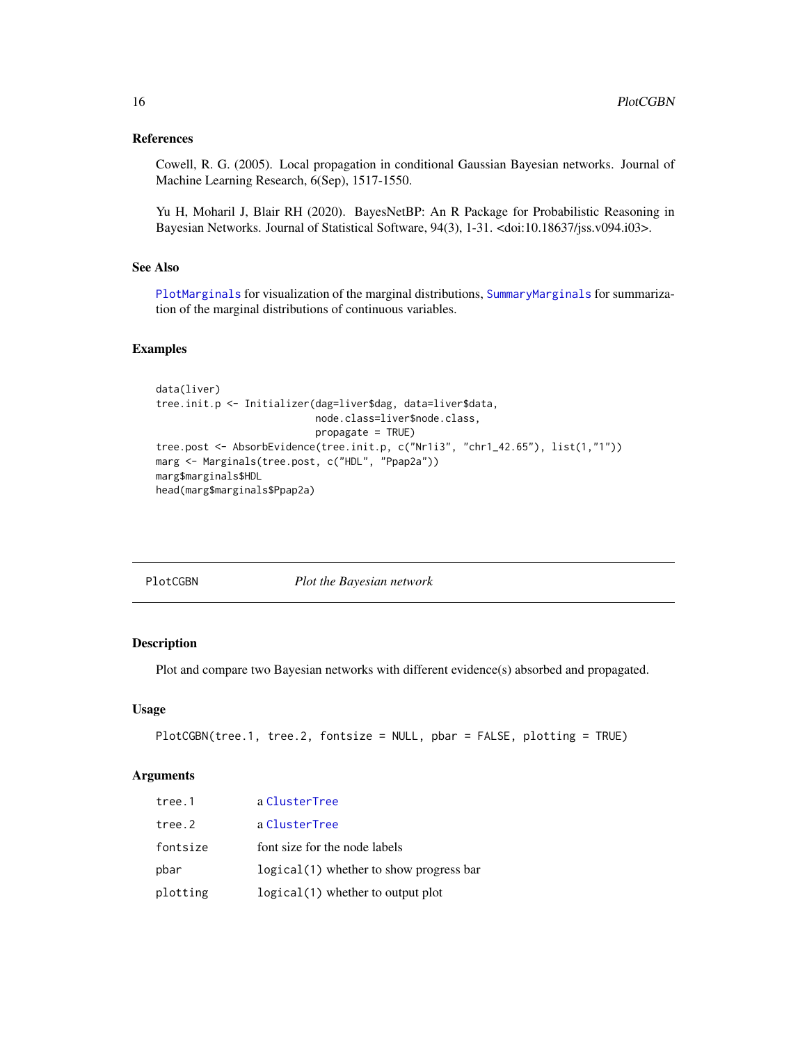### References

Cowell, R. G. (2005). Local propagation in conditional Gaussian Bayesian networks. Journal of Machine Learning Research, 6(Sep), 1517-1550.

Yu H, Moharil J, Blair RH (2020). BayesNetBP: An R Package for Probabilistic Reasoning in Bayesian Networks. Journal of Statistical Software, 94(3), 1-31. <doi:10.18637/jss.v094.i03>.

### See Also

PlotMarginals for visualization of the marginal distributions, SummaryMarginals for summarization of the marginal distributions of continuous variables.

### Examples

```
data(liver)
tree.init.p <- Initializer(dag=liver$dag, data=liver$data,
                           node.class=liver$node.class,
                           propagate = TRUE)
tree.post <- AbsorbEvidence(tree.init.p, c("Nr1i3", "chr1_42.65"), list(1,"1"))
marg <- Marginals(tree.post, c("HDL", "Ppap2a"))
marg$marginals$HDL
head(marg$marginals$Ppap2a)
```

---

## PlotCGBN    *Plot the Bayesian network*

### Description

Plot and compare two Bayesian networks with different evidence(s) absorbed and propagated.

### Usage

```
PlotCGBN(tree.1, tree.2, fontsize = NULL, pbar = FALSE, plotting = TRUE)
```

### Arguments

| | |
|---|---|
| tree.1 | a ClusterTree |
| tree.2 | a ClusterTree |
| fontsize | font size for the node labels |
| pbar | logical(1) whether to show progress bar |
| plotting | logical(1) whether to output plot |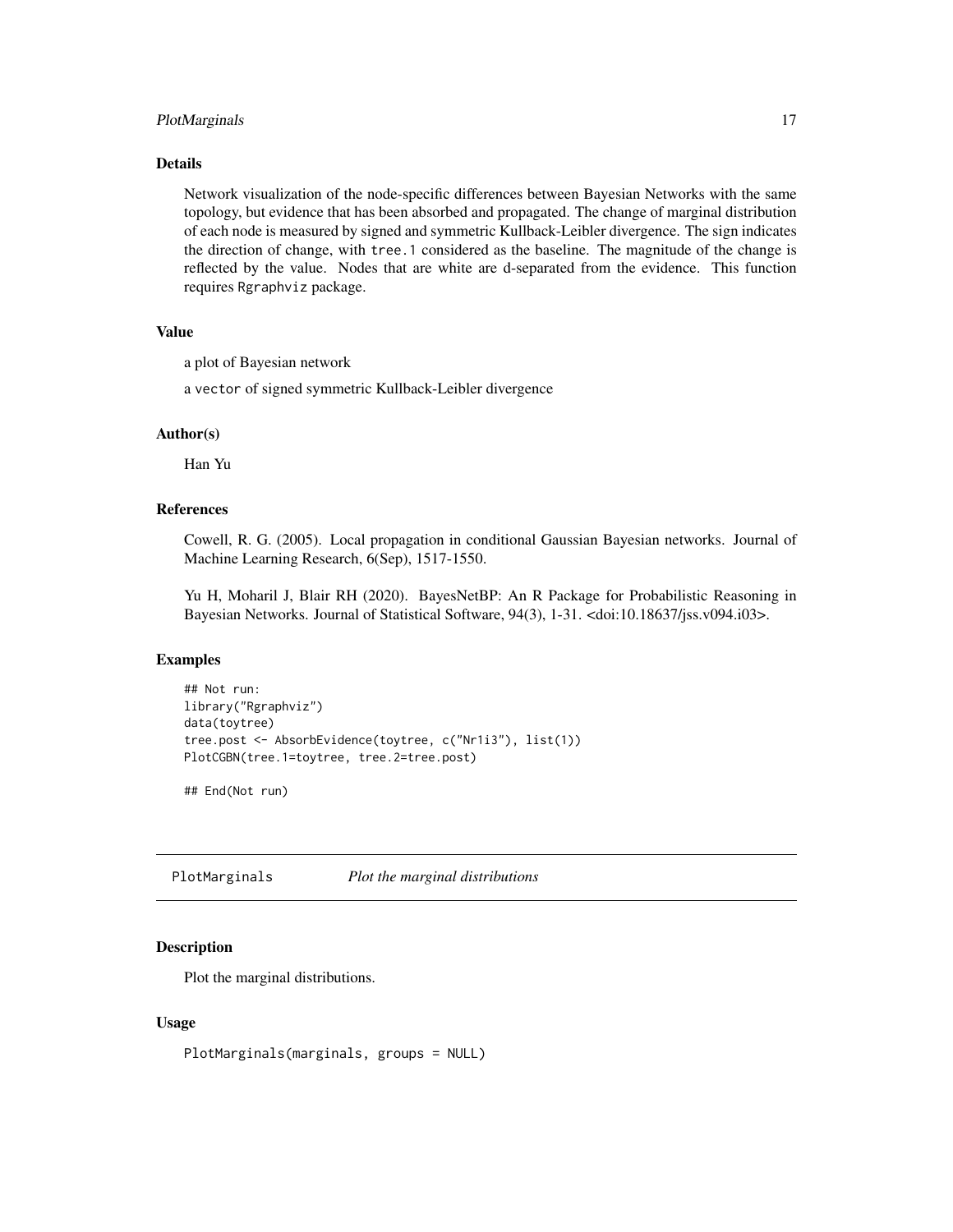### Details

Network visualization of the node-specific differences between Bayesian Networks with the same topology, but evidence that has been absorbed and propagated. The change of marginal distribution of each node is measured by signed and symmetric Kullback-Leibler divergence. The sign indicates the direction of change, with `tree.1` considered as the baseline. The magnitude of the change is reflected by the value. Nodes that are white are d-separated from the evidence. This function requires `Rgraphviz` package.

### Value

a plot of Bayesian network

a `vector` of signed symmetric Kullback-Leibler divergence

### Author(s)

Han Yu

### References

Cowell, R. G. (2005). Local propagation in conditional Gaussian Bayesian networks. Journal of Machine Learning Research, 6(Sep), 1517-1550.

Yu H, Moharil J, Blair RH (2020). BayesNetBP: An R Package for Probabilistic Reasoning in Bayesian Networks. Journal of Statistical Software, 94(3), 1-31. <doi:10.18637/jss.v094.i03>.

### Examples

```
## Not run:
library("Rgraphviz")
data(toytree)
tree.post <- AbsorbEvidence(toytree, c("Nr1i3"), list(1))
PlotCGBN(tree.1=toytree, tree.2=tree.post)

## End(Not run)
```

---

## PlotMarginals *Plot the marginal distributions*

### Description

Plot the marginal distributions.

### Usage

```
PlotMarginals(marginals, groups = NULL)
```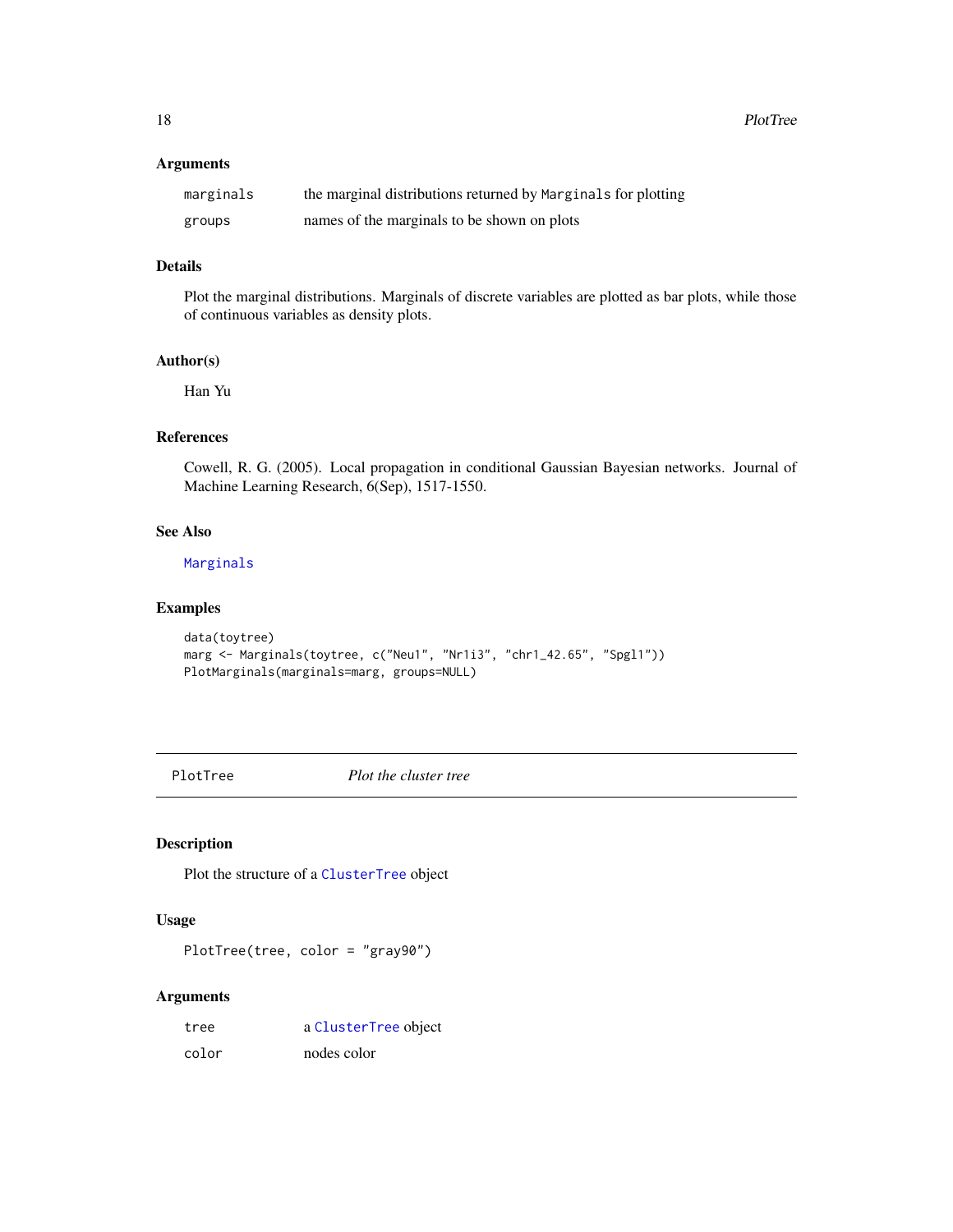### Arguments

| | |
|---|---|
| marginals | the marginal distributions returned by `Marginals` for plotting |
| groups | names of the marginals to be shown on plots |

### Details

Plot the marginal distributions. Marginals of discrete variables are plotted as bar plots, while those of continuous variables as density plots.

### Author(s)

Han Yu

### References

Cowell, R. G. (2005). Local propagation in conditional Gaussian Bayesian networks. Journal of Machine Learning Research, 6(Sep), 1517-1550.

### See Also

Marginals

### Examples

```
data(toytree)
marg <- Marginals(toytree, c("Neu1", "Nr1i3", "chr1_42.65", "Spgl1"))
PlotMarginals(marginals=marg, groups=NULL)
```

---

## PlotTree *Plot the cluster tree*

### Description

Plot the structure of a `ClusterTree` object

### Usage

```
PlotTree(tree, color = "gray90")
```

### Arguments

| | |
|---|---|
| tree | a `ClusterTree` object |
| color | nodes color |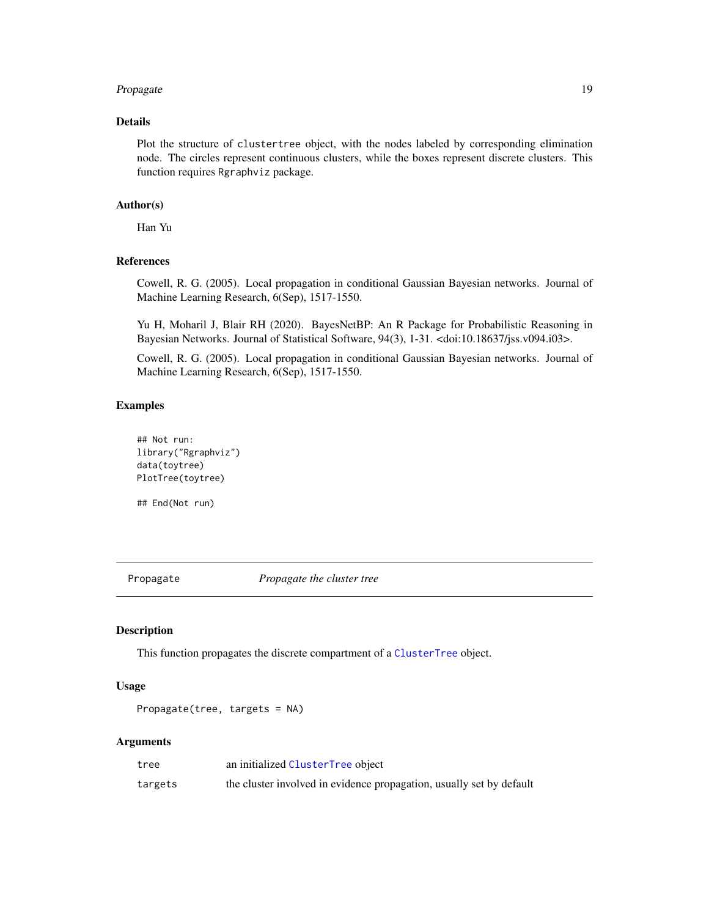### Details

Plot the structure of clustertree object, with the nodes labeled by corresponding elimination node. The circles represent continuous clusters, while the boxes represent discrete clusters. This function requires Rgraphviz package.

### Author(s)

Han Yu

### References

Cowell, R. G. (2005). Local propagation in conditional Gaussian Bayesian networks. Journal of Machine Learning Research, 6(Sep), 1517-1550.

Yu H, Moharil J, Blair RH (2020). BayesNetBP: An R Package for Probabilistic Reasoning in Bayesian Networks. Journal of Statistical Software, 94(3), 1-31. <doi:10.18637/jss.v094.i03>.

Cowell, R. G. (2005). Local propagation in conditional Gaussian Bayesian networks. Journal of Machine Learning Research, 6(Sep), 1517-1550.

### Examples

```
## Not run:
library("Rgraphviz")
data(toytree)
PlotTree(toytree)

## End(Not run)
```

---

## Propagate &nbsp;&nbsp;&nbsp;&nbsp; *Propagate the cluster tree*

### Description

This function propagates the discrete compartment of a ClusterTree object.

### Usage

```
Propagate(tree, targets = NA)
```

### Arguments

| | |
|---|---|
| tree | an initialized ClusterTree object |
| targets | the cluster involved in evidence propagation, usually set by default |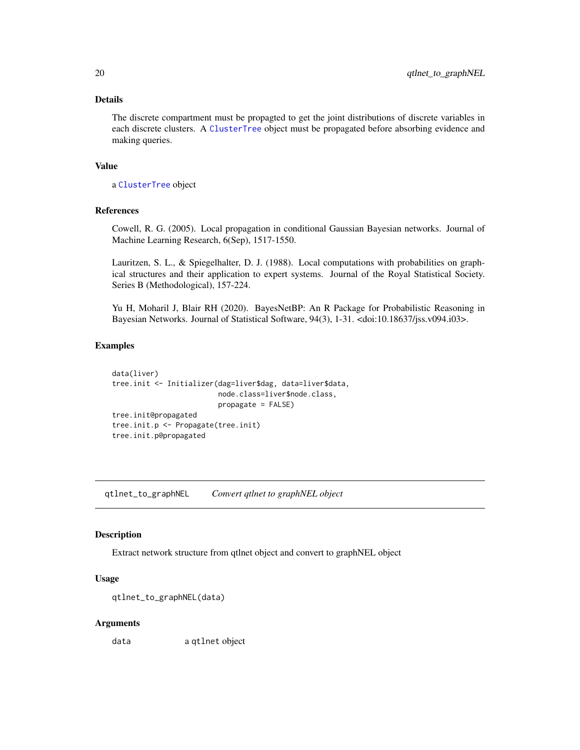### Details

The discrete compartment must be propagted to get the joint distributions of discrete variables in each discrete clusters. A ClusterTree object must be propagated before absorbing evidence and making queries.

### Value

a ClusterTree object

### References

Cowell, R. G. (2005). Local propagation in conditional Gaussian Bayesian networks. Journal of Machine Learning Research, 6(Sep), 1517-1550.

Lauritzen, S. L., & Spiegelhalter, D. J. (1988). Local computations with probabilities on graphical structures and their application to expert systems. Journal of the Royal Statistical Society. Series B (Methodological), 157-224.

Yu H, Moharil J, Blair RH (2020). BayesNetBP: An R Package for Probabilistic Reasoning in Bayesian Networks. Journal of Statistical Software, 94(3), 1-31. <doi:10.18637/jss.v094.i03>.

### Examples

```
data(liver)
tree.init <- Initializer(dag=liver$dag, data=liver$data,
                         node.class=liver$node.class,
                         propagate = FALSE)
tree.init@propagated
tree.init.p <- Propagate(tree.init)
tree.init.p@propagated
```

---

## qtlnet_to_graphNEL &emsp; *Convert qtlnet to graphNEL object*

---

### Description

Extract network structure from qtlnet object and convert to graphNEL object

### Usage

```
qtlnet_to_graphNEL(data)
```

### Arguments

| | |
|---|---|
| data | a qtlnet object |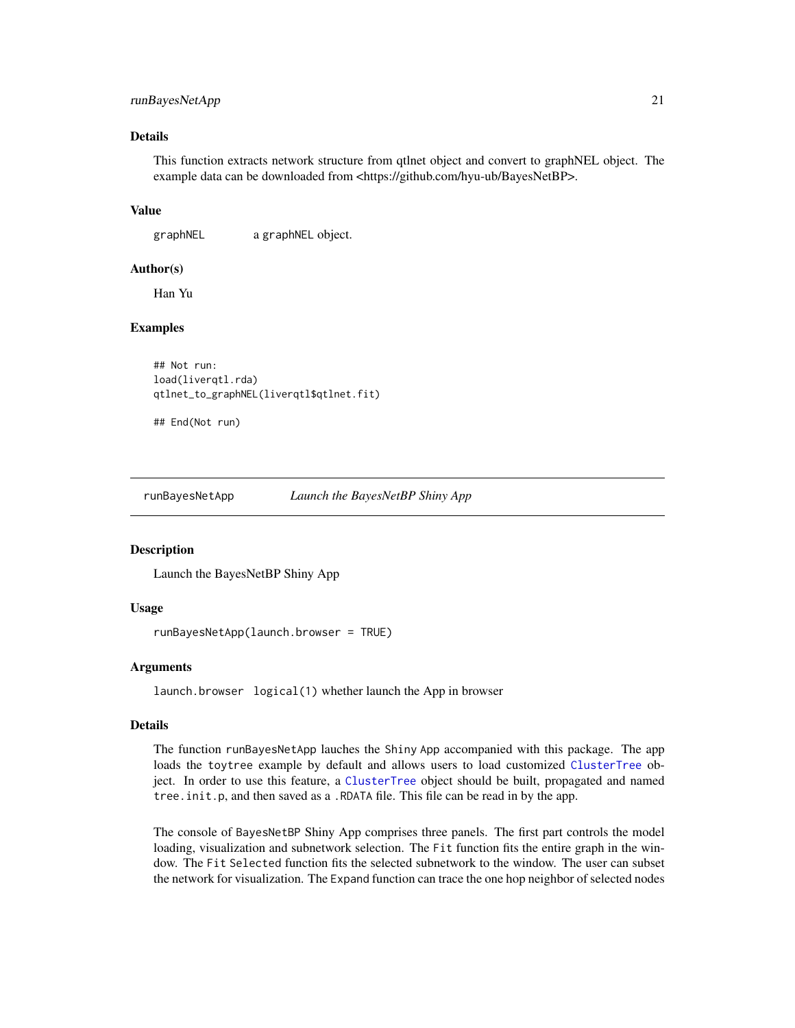### Details

This function extracts network structure from qtlnet object and convert to graphNEL object. The example data can be downloaded from <https://github.com/hyu-ub/BayesNetBP>.

### Value

`graphNEL` a `graphNEL` object.

### Author(s)

Han Yu

### Examples

```
## Not run:
load(liverqtl.rda)
qtlnet_to_graphNEL(liverqtl$qtlnet.fit)

## End(Not run)
```

---

## runBayesNetApp *Launch the BayesNetBP Shiny App*

---

### Description

Launch the BayesNetBP Shiny App

### Usage

```
runBayesNetApp(launch.browser = TRUE)
```

### Arguments

`launch.browser` `logical(1)` whether launch the App in browser

### Details

The function `runBayesNetApp` lauches the `Shiny App` accompanied with this package. The app loads the `toytree` example by default and allows users to load customized `ClusterTree` object. In order to use this feature, a `ClusterTree` object should be built, propagated and named `tree.init.p`, and then saved as a `.RDATA` file. This file can be read in by the app.

The console of `BayesNetBP` Shiny App comprises three panels. The first part controls the model loading, visualization and subnetwork selection. The `Fit` function fits the entire graph in the window. The `Fit Selected` function fits the selected subnetwork to the window. The user can subset the network for visualization. The `Expand` function can trace the one hop neighbor of selected nodes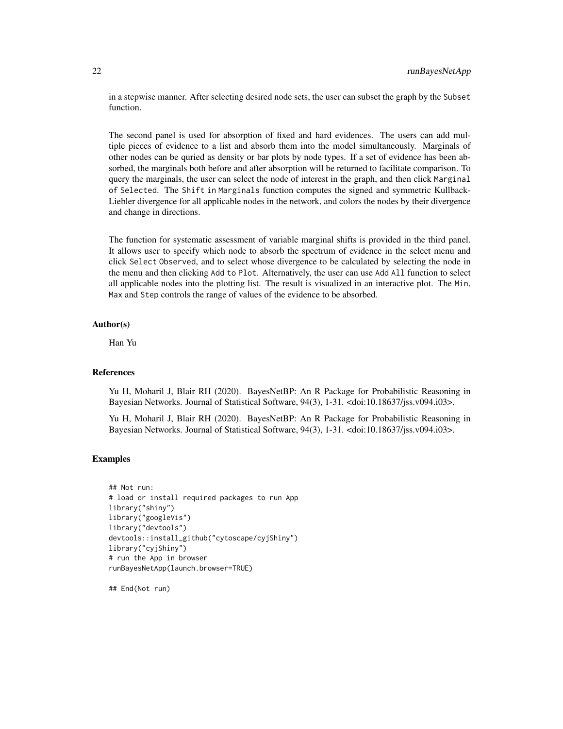in a stepwise manner. After selecting desired node sets, the user can subset the graph by the `Subset` function.

The second panel is used for absorption of fixed and hard evidences. The users can add multiple pieces of evidence to a list and absorb them into the model simultaneously. Marginals of other nodes can be quried as density or bar plots by node types. If a set of evidence has been absorbed, the marginals both before and after absorption will be returned to facilitate comparison. To query the marginals, the user can select the node of interest in the graph, and then click `Marginal of Selected`. The `Shift in Marginals` function computes the signed and symmetric Kullback-Liebler divergence for all applicable nodes in the network, and colors the nodes by their divergence and change in directions.

The function for systematic assessment of variable marginal shifts is provided in the third panel. It allows user to specify which node to absorb the spectrum of evidence in the select menu and click `Select Observed`, and to select whose divergence to be calculated by selecting the node in the menu and then clicking `Add to Plot`. Alternatively, the user can use `Add All` function to select all applicable nodes into the plotting list. The result is visualized in an interactive plot. The `Min`, `Max` and `Step` controls the range of values of the evidence to be absorbed.

### Author(s)

Han Yu

### References

Yu H, Moharil J, Blair RH (2020). BayesNetBP: An R Package for Probabilistic Reasoning in Bayesian Networks. Journal of Statistical Software, 94(3), 1-31. <doi:10.18637/jss.v094.i03>.

Yu H, Moharil J, Blair RH (2020). BayesNetBP: An R Package for Probabilistic Reasoning in Bayesian Networks. Journal of Statistical Software, 94(3), 1-31. <doi:10.18637/jss.v094.i03>.

### Examples

```
## Not run:
# load or install required packages to run App
library("shiny")
library("googleVis")
library("devtools")
devtools::install_github("cytoscape/cyjShiny")
library("cyjShiny")
# run the App in browser
runBayesNetApp(launch.browser=TRUE)

## End(Not run)
```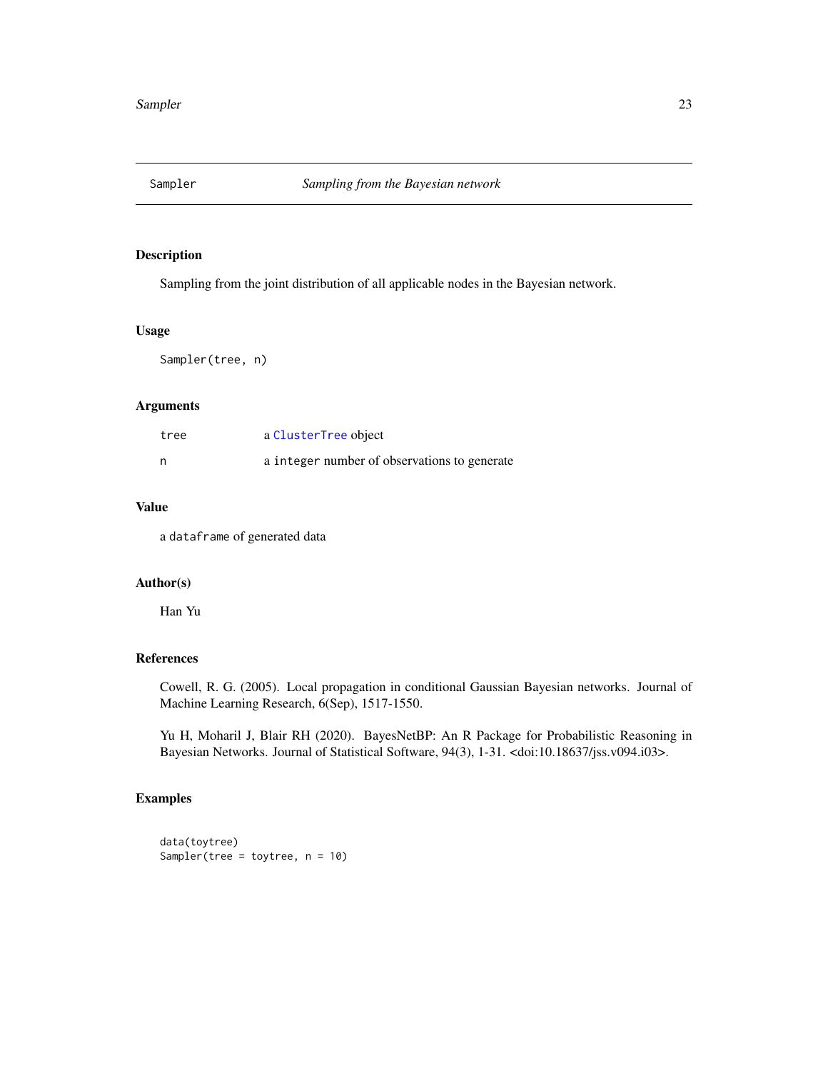Sampler *Sampling from the Bayesian network*

## Description

Sampling from the joint distribution of all applicable nodes in the Bayesian network.

## Usage

```
Sampler(tree, n)
```

## Arguments

| | |
|---|---|
| tree | a ClusterTree object |
| n | a integer number of observations to generate |

## Value

a dataframe of generated data

## Author(s)

Han Yu

## References

Cowell, R. G. (2005). Local propagation in conditional Gaussian Bayesian networks. Journal of Machine Learning Research, 6(Sep), 1517-1550.

Yu H, Moharil J, Blair RH (2020). BayesNetBP: An R Package for Probabilistic Reasoning in Bayesian Networks. Journal of Statistical Software, 94(3), 1-31. <doi:10.18637/jss.v094.i03>.

## Examples

```
data(toytree)
Sampler(tree = toytree, n = 10)
```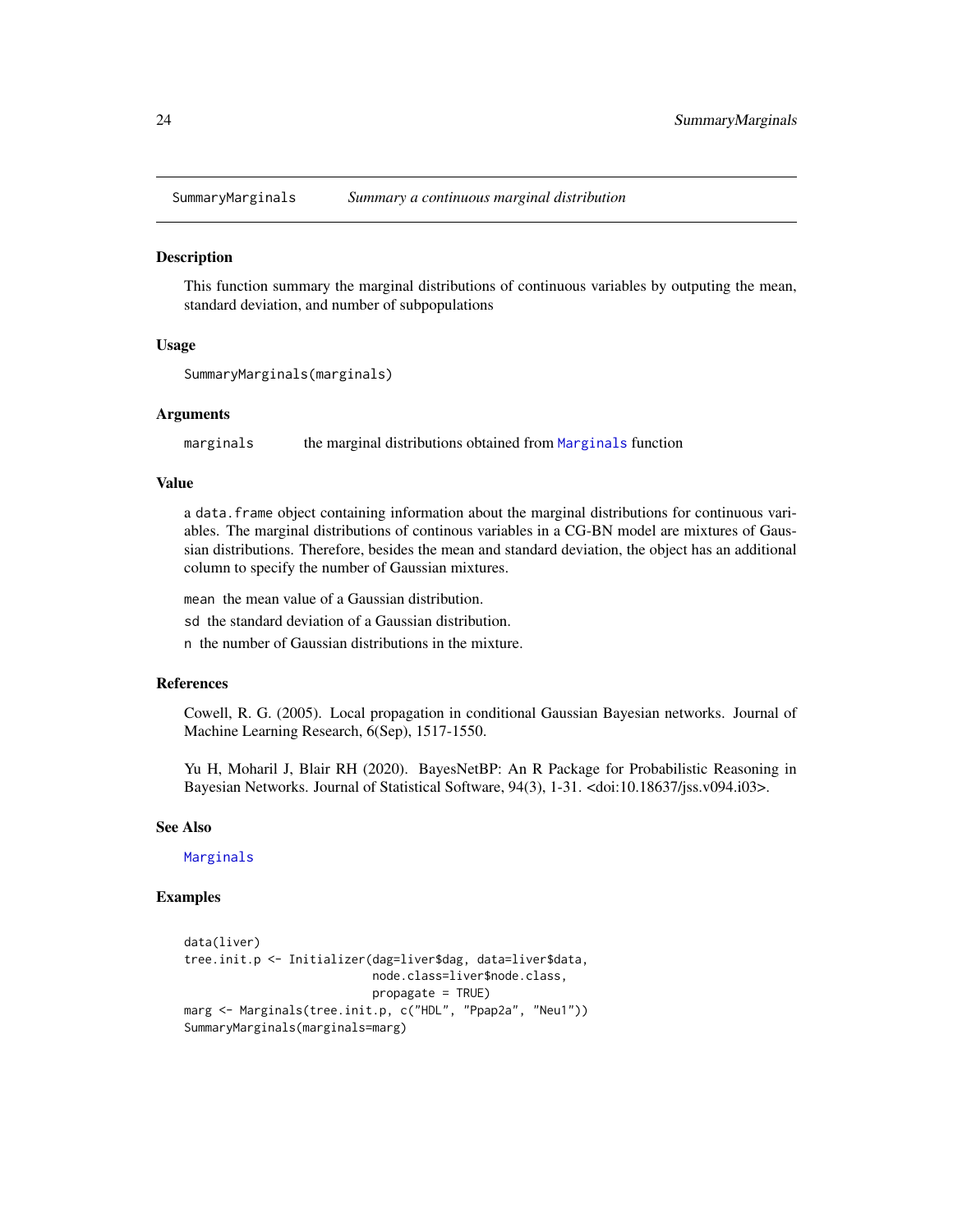## SummaryMarginals — *Summary a continuous marginal distribution*

### Description

This function summary the marginal distributions of continuous variables by outputing the mean, standard deviation, and number of subpopulations

### Usage

```
SummaryMarginals(marginals)
```

### Arguments

| | |
|---|---|
| `marginals` | the marginal distributions obtained from `Marginals` function |

### Value

a `data.frame` object containing information about the marginal distributions for continuous variables. The marginal distributions of continous variables in a CG-BN model are mixtures of Gaussian distributions. Therefore, besides the mean and standard deviation, the object has an additional column to specify the number of Gaussian mixtures.

`mean` the mean value of a Gaussian distribution.

`sd` the standard deviation of a Gaussian distribution.

`n` the number of Gaussian distributions in the mixture.

### References

Cowell, R. G. (2005). Local propagation in conditional Gaussian Bayesian networks. Journal of Machine Learning Research, 6(Sep), 1517-1550.

Yu H, Moharil J, Blair RH (2020). BayesNetBP: An R Package for Probabilistic Reasoning in Bayesian Networks. Journal of Statistical Software, 94(3), 1-31. <doi:10.18637/jss.v094.i03>.

### See Also

`Marginals`

### Examples

```
data(liver)
tree.init.p <- Initializer(dag=liver$dag, data=liver$data,
                           node.class=liver$node.class,
                           propagate = TRUE)
marg <- Marginals(tree.init.p, c("HDL", "Ppap2a", "Neu1"))
SummaryMarginals(marginals=marg)
```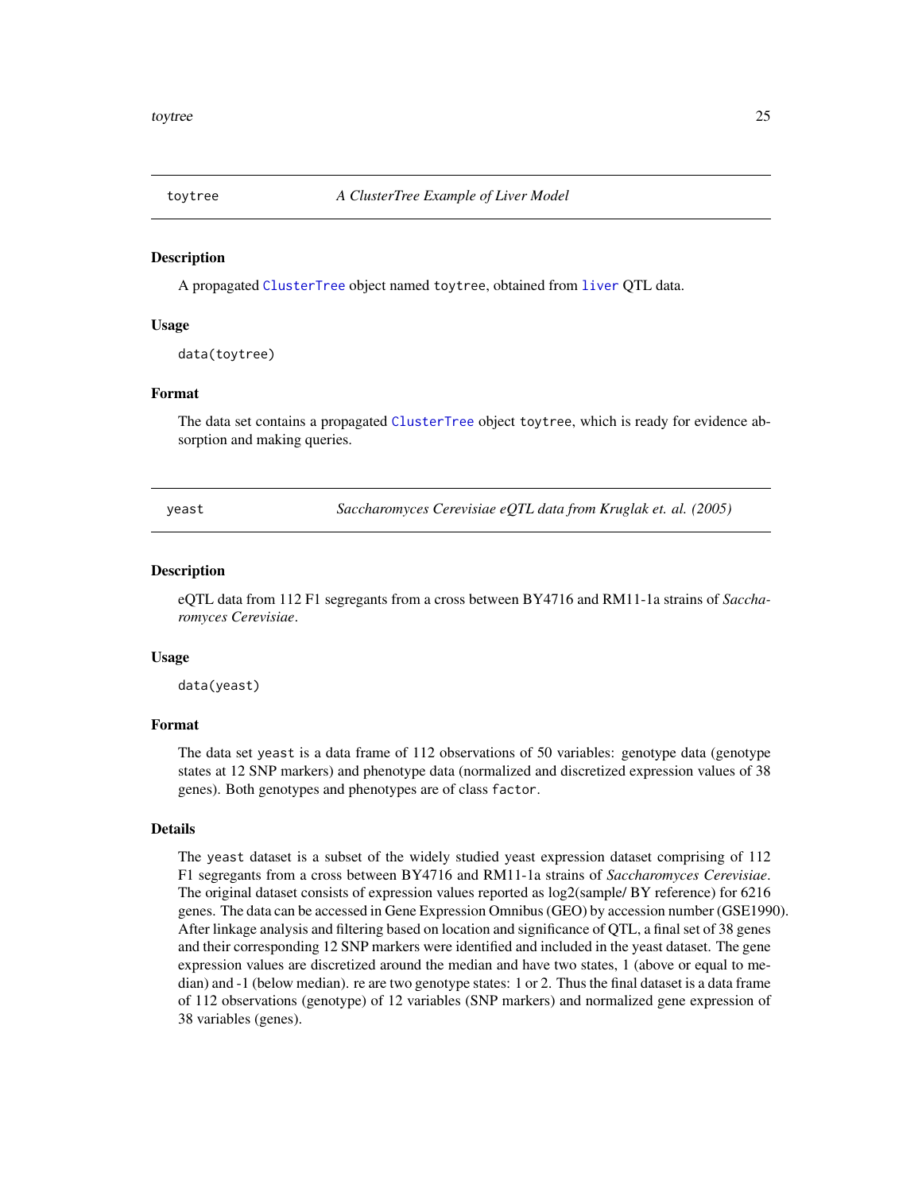## toytree — *A ClusterTree Example of Liver Model*

### Description

A propagated ClusterTree object named toytree, obtained from liver QTL data.

### Usage

```
data(toytree)
```

### Format

The data set contains a propagated ClusterTree object toytree, which is ready for evidence absorption and making queries.

## yeast — *Saccharomyces Cerevisiae eQTL data from Kruglak et. al. (2005)*

### Description

eQTL data from 112 F1 segregants from a cross between BY4716 and RM11-1a strains of *Saccharomyces Cerevisiae*.

### Usage

```
data(yeast)
```

### Format

The data set yeast is a data frame of 112 observations of 50 variables: genotype data (genotype states at 12 SNP markers) and phenotype data (normalized and discretized expression values of 38 genes). Both genotypes and phenotypes are of class factor.

### Details

The yeast dataset is a subset of the widely studied yeast expression dataset comprising of 112 F1 segregants from a cross between BY4716 and RM11-1a strains of *Saccharomyces Cerevisiae*. The original dataset consists of expression values reported as log2(sample/ BY reference) for 6216 genes. The data can be accessed in Gene Expression Omnibus (GEO) by accession number (GSE1990). After linkage analysis and filtering based on location and significance of QTL, a final set of 38 genes and their corresponding 12 SNP markers were identified and included in the yeast dataset. The gene expression values are discretized around the median and have two states, 1 (above or equal to median) and -1 (below median). re are two genotype states: 1 or 2. Thus the final dataset is a data frame of 112 observations (genotype) of 12 variables (SNP markers) and normalized gene expression of 38 variables (genes).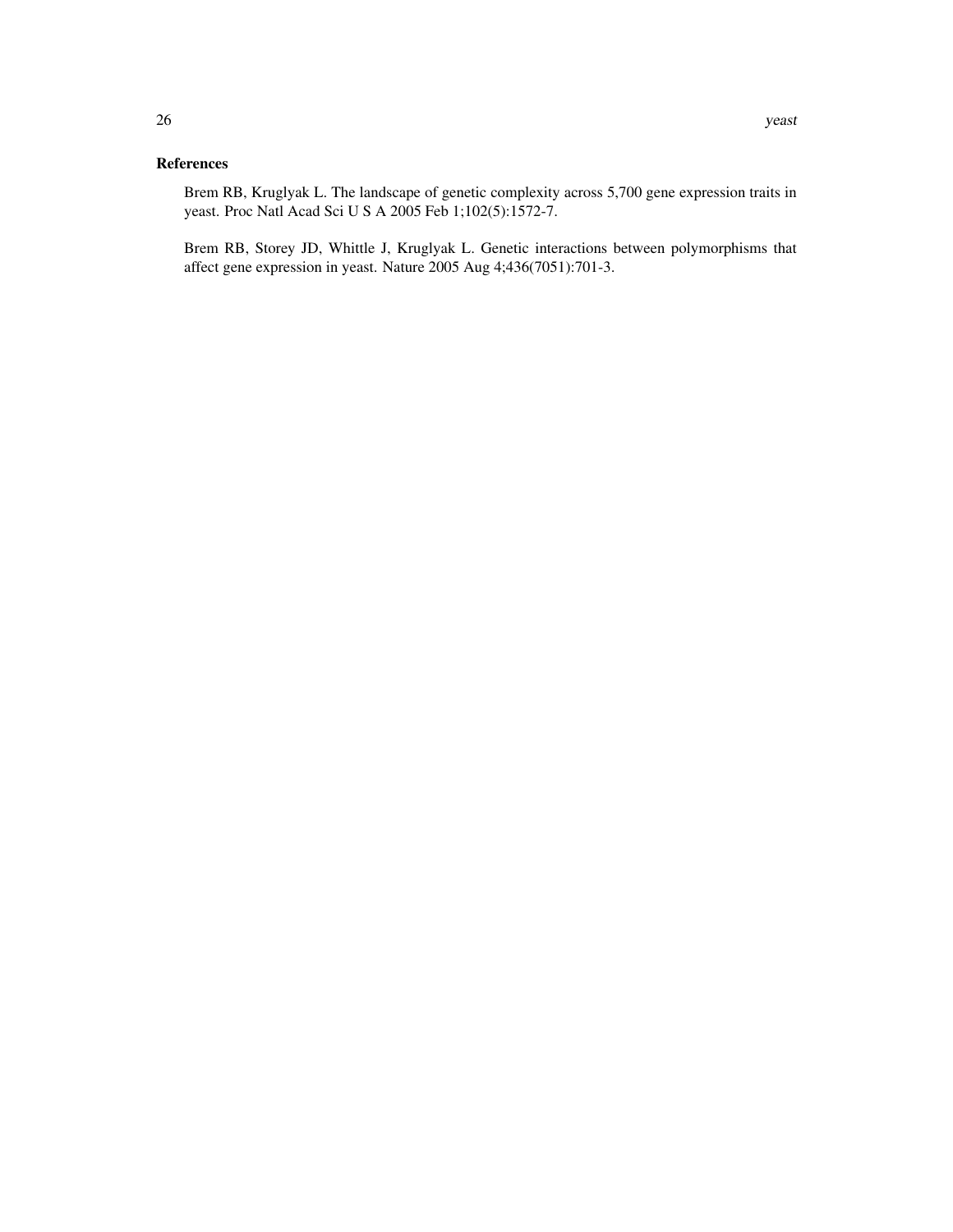### References

Brem RB, Kruglyak L. The landscape of genetic complexity across 5,700 gene expression traits in yeast. Proc Natl Acad Sci U S A 2005 Feb 1;102(5):1572-7.

Brem RB, Storey JD, Whittle J, Kruglyak L. Genetic interactions between polymorphisms that affect gene expression in yeast. Nature 2005 Aug 4;436(7051):701-3.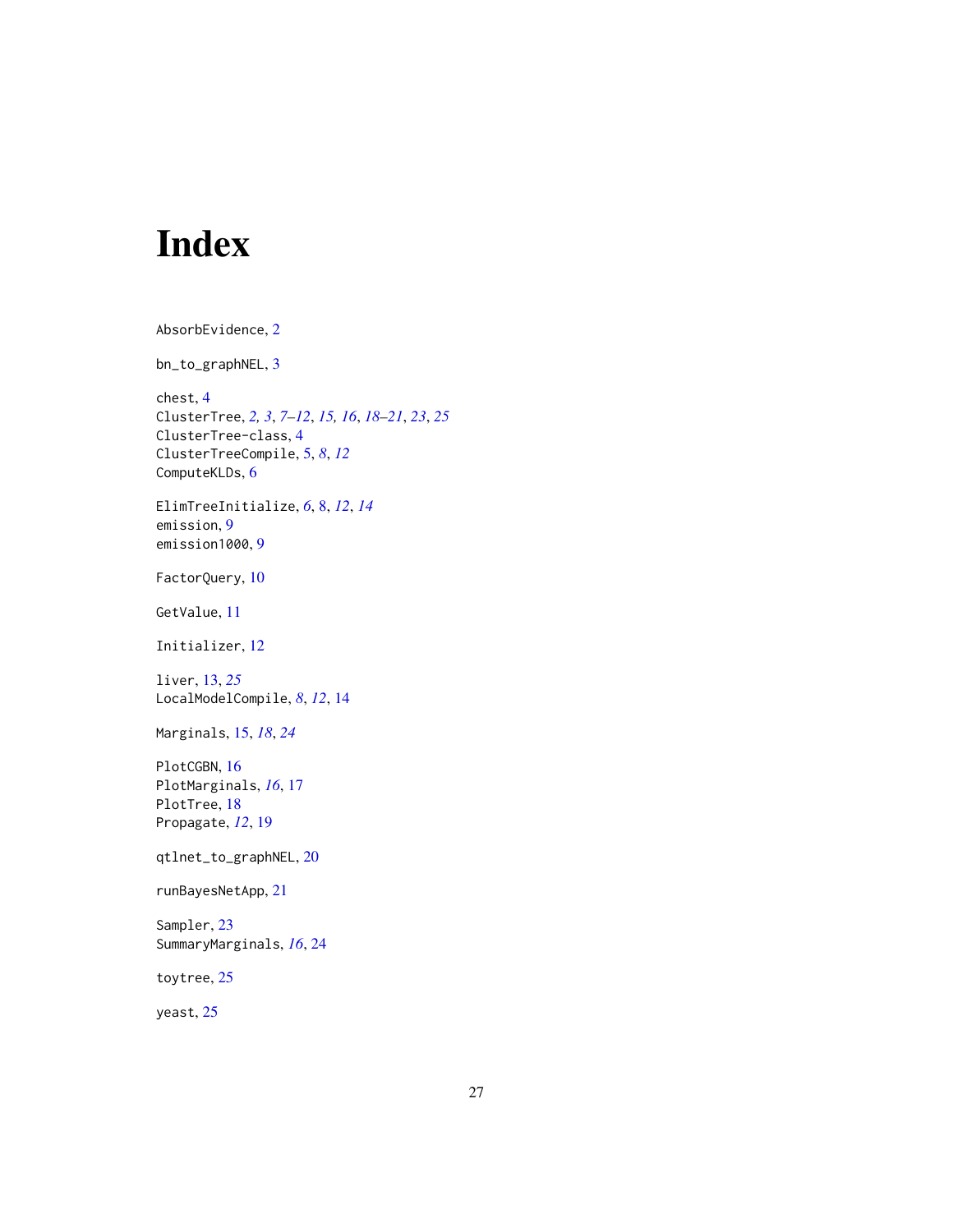# Index

AbsorbEvidence, 2

bn_to_graphNEL, 3

chest, 4
ClusterTree, *2, 3*, *7–12*, *15, 16*, *18–21*, *23*, *25*
ClusterTree-class, 4
ClusterTreeCompile, 5, *8*, *12*
ComputeKLDs, 6

ElimTreeInitialize, *6*, 8, *12*, *14*
emission, 9
emission1000, 9

FactorQuery, 10

GetValue, 11

Initializer, 12

liver, 13, *25*
LocalModelCompile, *8*, *12*, 14

Marginals, 15, *18*, *24*

PlotCGBN, 16
PlotMarginals, *16*, 17
PlotTree, 18
Propagate, *12*, 19

qtlnet_to_graphNEL, 20

runBayesNetApp, 21

Sampler, 23
SummaryMarginals, *16*, 24

toytree, 25

yeast, 25